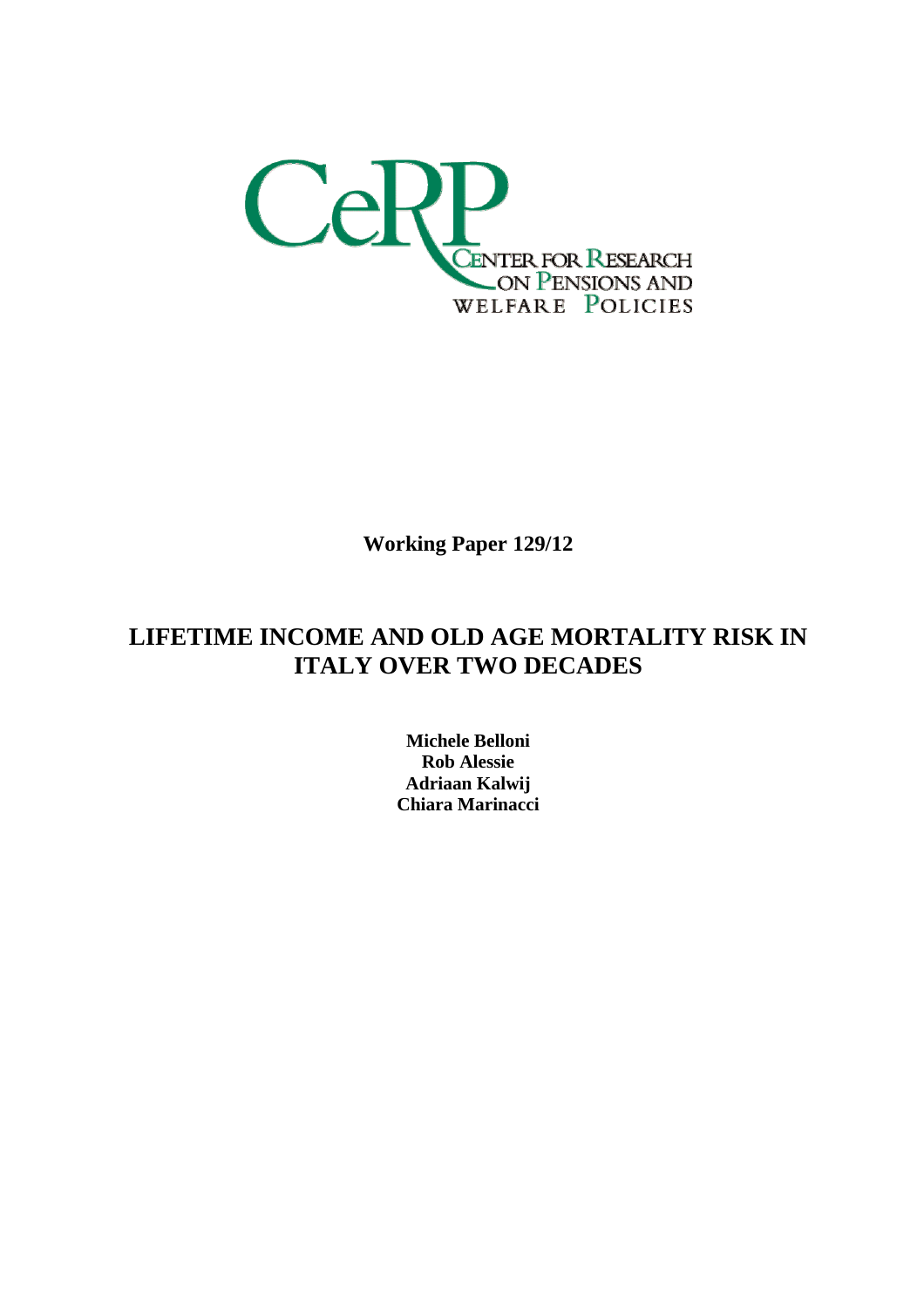CeRP

CENTER FOR RESEARCH ON PENSIONS AND WELFARE POLICIES

**Working Paper 129/12**

# LIFETIME INCOME AND OLD AGE MORTALITY RISK IN ITALY OVER TWO DECADES

**Michele Belloni**
**Rob Alessie**
**Adriaan Kalwij**
**Chiara Marinacci**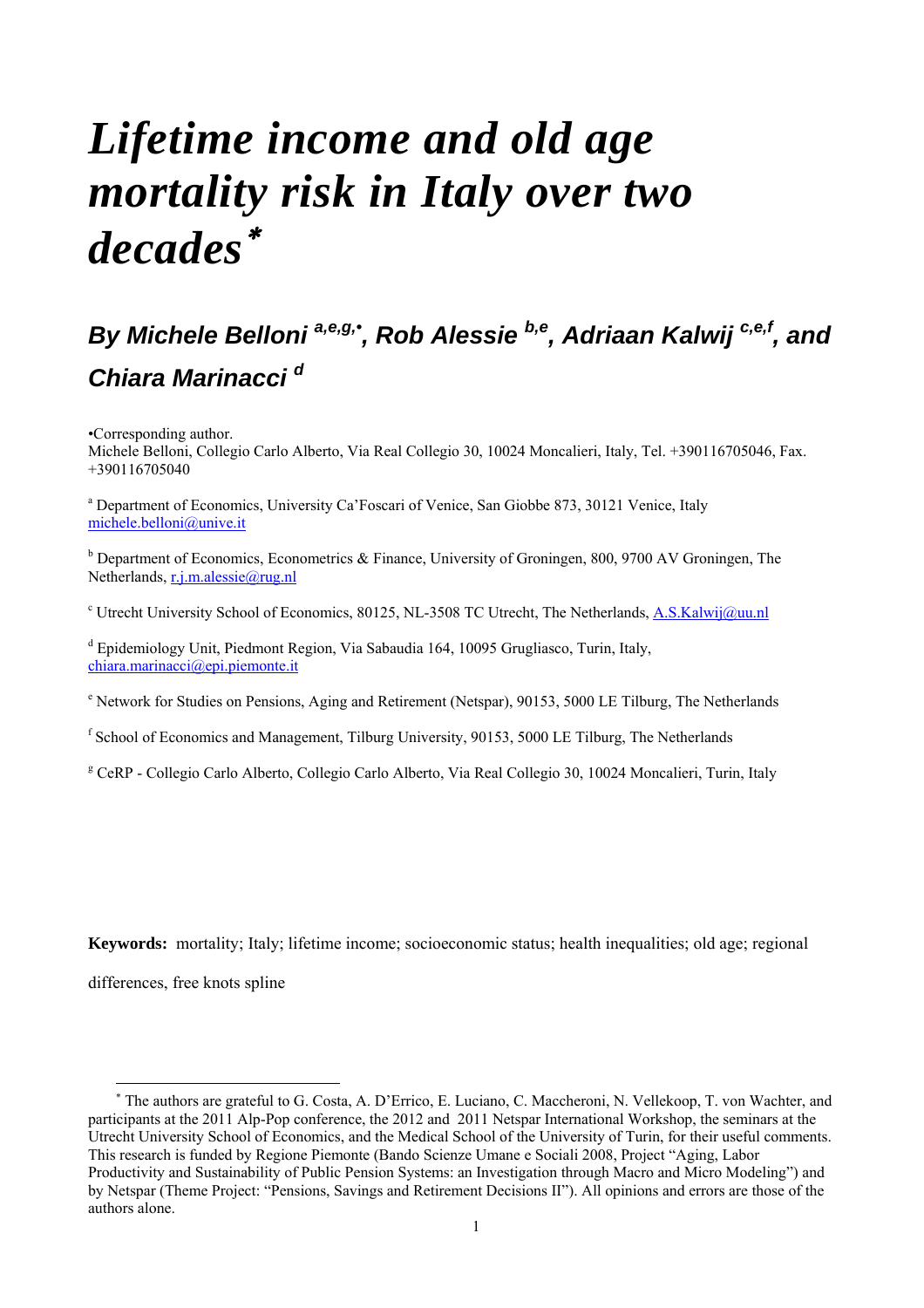# *Lifetime income and old age mortality risk in Italy over two decades*[*]

## *By Michele Belloni [a,e,g,•], Rob Alessie [b,e], Adriaan Kalwij [c,e,f], and Chiara Marinacci [d]*

•Corresponding author.
Michele Belloni, Collegio Carlo Alberto, Via Real Collegio 30, 10024 Moncalieri, Italy, Tel. +390116705046, Fax. +390116705040

[a] Department of Economics, University Ca'Foscari of Venice, San Giobbe 873, 30121 Venice, Italy michele.belloni@unive.it

[b] Department of Economics, Econometrics & Finance, University of Groningen, 800, 9700 AV Groningen, The Netherlands, r.j.m.alessie@rug.nl

[c] Utrecht University School of Economics, 80125, NL-3508 TC Utrecht, The Netherlands, A.S.Kalwij@uu.nl

[d] Epidemiology Unit, Piedmont Region, Via Sabaudia 164, 10095 Grugliasco, Turin, Italy, chiara.marinacci@epi.piemonte.it

[e] Network for Studies on Pensions, Aging and Retirement (Netspar), 90153, 5000 LE Tilburg, The Netherlands

[f] School of Economics and Management, Tilburg University, 90153, 5000 LE Tilburg, The Netherlands

[g] CeRP - Collegio Carlo Alberto, Collegio Carlo Alberto, Via Real Collegio 30, 10024 Moncalieri, Turin, Italy

**Keywords:** mortality; Italy; lifetime income; socioeconomic status; health inequalities; old age; regional differences, free knots spline

[*] The authors are grateful to G. Costa, A. D'Errico, E. Luciano, C. Maccheroni, N. Vellekoop, T. von Wachter, and participants at the 2011 Alp-Pop conference, the 2012 and 2011 Netspar International Workshop, the seminars at the Utrecht University School of Economics, and the Medical School of the University of Turin, for their useful comments. This research is funded by Regione Piemonte (Bando Scienze Umane e Sociali 2008, Project "Aging, Labor Productivity and Sustainability of Public Pension Systems: an Investigation through Macro and Micro Modeling") and by Netspar (Theme Project: "Pensions, Savings and Retirement Decisions II"). All opinions and errors are those of the authors alone.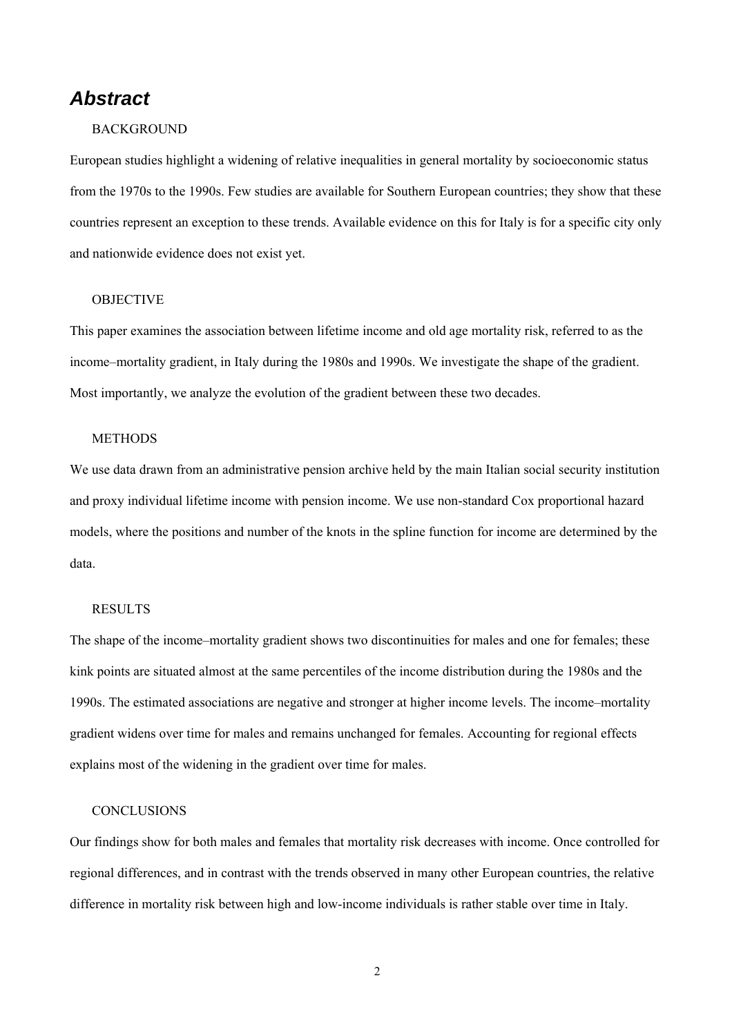# *Abstract*

BACKGROUND

European studies highlight a widening of relative inequalities in general mortality by socioeconomic status from the 1970s to the 1990s. Few studies are available for Southern European countries; they show that these countries represent an exception to these trends. Available evidence on this for Italy is for a specific city only and nationwide evidence does not exist yet.

OBJECTIVE

This paper examines the association between lifetime income and old age mortality risk, referred to as the income–mortality gradient, in Italy during the 1980s and 1990s. We investigate the shape of the gradient. Most importantly, we analyze the evolution of the gradient between these two decades.

METHODS

We use data drawn from an administrative pension archive held by the main Italian social security institution and proxy individual lifetime income with pension income. We use non-standard Cox proportional hazard models, where the positions and number of the knots in the spline function for income are determined by the data.

RESULTS

The shape of the income–mortality gradient shows two discontinuities for males and one for females; these kink points are situated almost at the same percentiles of the income distribution during the 1980s and the 1990s. The estimated associations are negative and stronger at higher income levels. The income–mortality gradient widens over time for males and remains unchanged for females. Accounting for regional effects explains most of the widening in the gradient over time for males.

CONCLUSIONS

Our findings show for both males and females that mortality risk decreases with income. Once controlled for regional differences, and in contrast with the trends observed in many other European countries, the relative difference in mortality risk between high and low-income individuals is rather stable over time in Italy.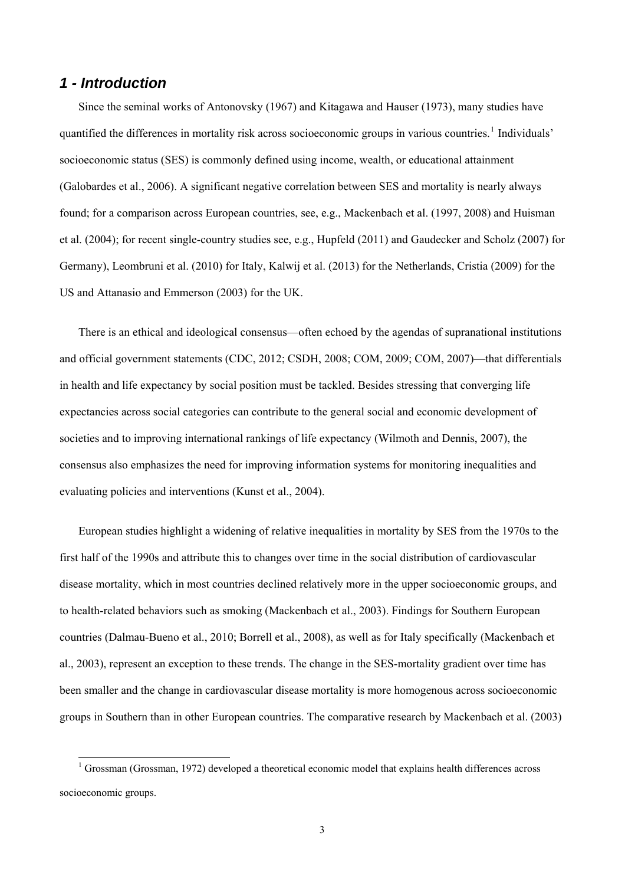## *1 - Introduction*

Since the seminal works of Antonovsky (1967) and Kitagawa and Hauser (1973), many studies have quantified the differences in mortality risk across socioeconomic groups in various countries.[1] Individuals' socioeconomic status (SES) is commonly defined using income, wealth, or educational attainment (Galobardes et al., 2006). A significant negative correlation between SES and mortality is nearly always found; for a comparison across European countries, see, e.g., Mackenbach et al. (1997, 2008) and Huisman et al. (2004); for recent single-country studies see, e.g., Hupfeld (2011) and Gaudecker and Scholz (2007) for Germany), Leombruni et al. (2010) for Italy, Kalwij et al. (2013) for the Netherlands, Cristia (2009) for the US and Attanasio and Emmerson (2003) for the UK.

There is an ethical and ideological consensus—often echoed by the agendas of supranational institutions and official government statements (CDC, 2012; CSDH, 2008; COM, 2009; COM, 2007)—that differentials in health and life expectancy by social position must be tackled. Besides stressing that converging life expectancies across social categories can contribute to the general social and economic development of societies and to improving international rankings of life expectancy (Wilmoth and Dennis, 2007), the consensus also emphasizes the need for improving information systems for monitoring inequalities and evaluating policies and interventions (Kunst et al., 2004).

European studies highlight a widening of relative inequalities in mortality by SES from the 1970s to the first half of the 1990s and attribute this to changes over time in the social distribution of cardiovascular disease mortality, which in most countries declined relatively more in the upper socioeconomic groups, and to health-related behaviors such as smoking (Mackenbach et al., 2003). Findings for Southern European countries (Dalmau-Bueno et al., 2010; Borrell et al., 2008), as well as for Italy specifically (Mackenbach et al., 2003), represent an exception to these trends. The change in the SES-mortality gradient over time has been smaller and the change in cardiovascular disease mortality is more homogenous across socioeconomic groups in Southern than in other European countries. The comparative research by Mackenbach et al. (2003)

[1] Grossman (Grossman, 1972) developed a theoretical economic model that explains health differences across socioeconomic groups.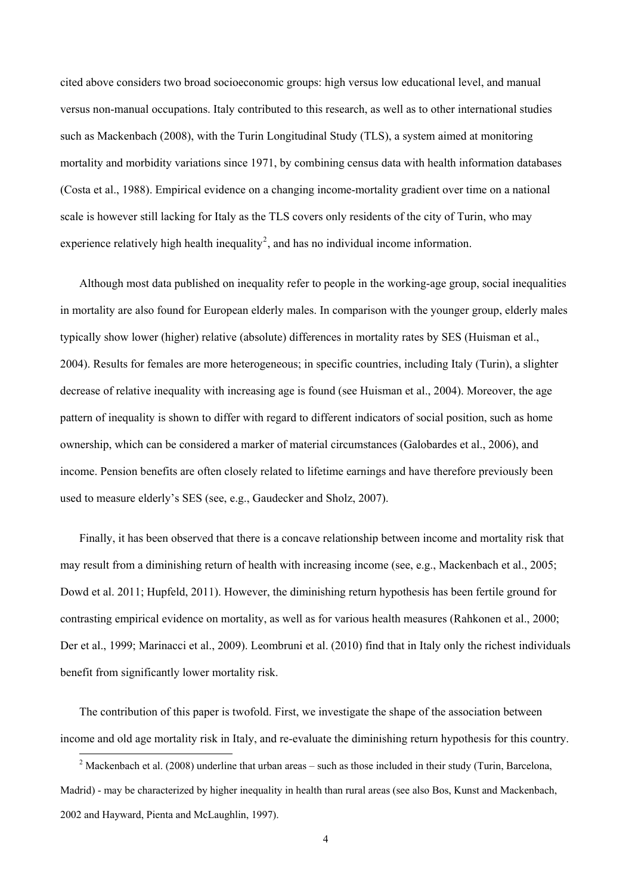cited above considers two broad socioeconomic groups: high versus low educational level, and manual versus non-manual occupations. Italy contributed to this research, as well as to other international studies such as Mackenbach (2008), with the Turin Longitudinal Study (TLS), a system aimed at monitoring mortality and morbidity variations since 1971, by combining census data with health information databases (Costa et al., 1988). Empirical evidence on a changing income-mortality gradient over time on a national scale is however still lacking for Italy as the TLS covers only residents of the city of Turin, who may experience relatively high health inequality[2], and has no individual income information.

Although most data published on inequality refer to people in the working-age group, social inequalities in mortality are also found for European elderly males. In comparison with the younger group, elderly males typically show lower (higher) relative (absolute) differences in mortality rates by SES (Huisman et al., 2004). Results for females are more heterogeneous; in specific countries, including Italy (Turin), a slighter decrease of relative inequality with increasing age is found (see Huisman et al., 2004). Moreover, the age pattern of inequality is shown to differ with regard to different indicators of social position, such as home ownership, which can be considered a marker of material circumstances (Galobardes et al., 2006), and income. Pension benefits are often closely related to lifetime earnings and have therefore previously been used to measure elderly's SES (see, e.g., Gaudecker and Sholz, 2007).

Finally, it has been observed that there is a concave relationship between income and mortality risk that may result from a diminishing return of health with increasing income (see, e.g., Mackenbach et al., 2005; Dowd et al. 2011; Hupfeld, 2011). However, the diminishing return hypothesis has been fertile ground for contrasting empirical evidence on mortality, as well as for various health measures (Rahkonen et al., 2000; Der et al., 1999; Marinacci et al., 2009). Leombruni et al. (2010) find that in Italy only the richest individuals benefit from significantly lower mortality risk.

The contribution of this paper is twofold. First, we investigate the shape of the association between income and old age mortality risk in Italy, and re-evaluate the diminishing return hypothesis for this country.

[2] Mackenbach et al. (2008) underline that urban areas – such as those included in their study (Turin, Barcelona, Madrid) - may be characterized by higher inequality in health than rural areas (see also Bos, Kunst and Mackenbach, 2002 and Hayward, Pienta and McLaughlin, 1997).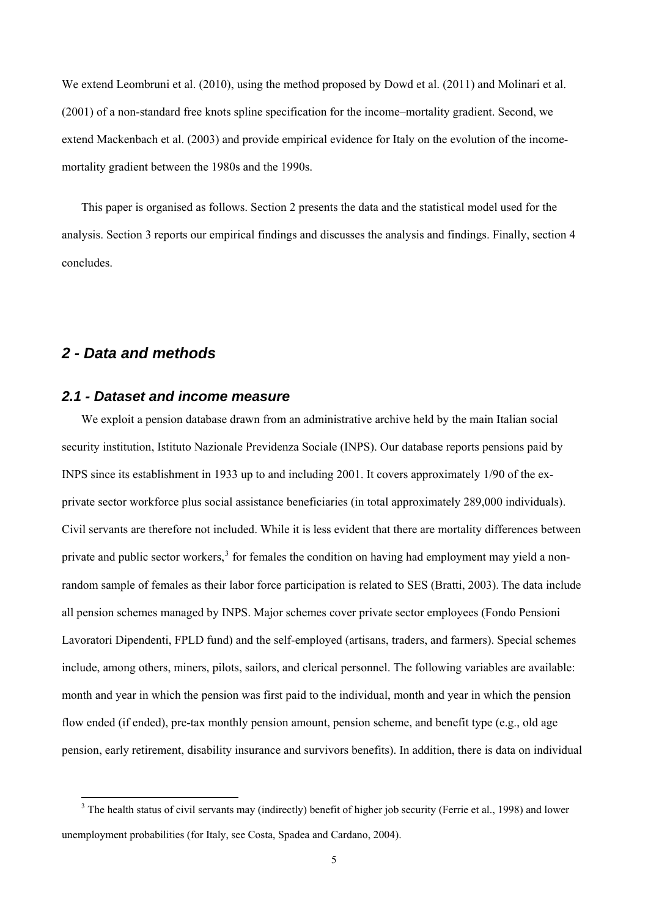We extend Leombruni et al. (2010), using the method proposed by Dowd et al. (2011) and Molinari et al. (2001) of a non-standard free knots spline specification for the income–mortality gradient. Second, we extend Mackenbach et al. (2003) and provide empirical evidence for Italy on the evolution of the income-mortality gradient between the 1980s and the 1990s.

This paper is organised as follows. Section 2 presents the data and the statistical model used for the analysis. Section 3 reports our empirical findings and discusses the analysis and findings. Finally, section 4 concludes.

## *2 - Data and methods*

### *2.1 - Dataset and income measure*

We exploit a pension database drawn from an administrative archive held by the main Italian social security institution, Istituto Nazionale Previdenza Sociale (INPS). Our database reports pensions paid by INPS since its establishment in 1933 up to and including 2001. It covers approximately 1/90 of the ex-private sector workforce plus social assistance beneficiaries (in total approximately 289,000 individuals). Civil servants are therefore not included. While it is less evident that there are mortality differences between private and public sector workers,[3] for females the condition on having had employment may yield a non-random sample of females as their labor force participation is related to SES (Bratti, 2003). The data include all pension schemes managed by INPS. Major schemes cover private sector employees (Fondo Pensioni Lavoratori Dipendenti, FPLD fund) and the self-employed (artisans, traders, and farmers). Special schemes include, among others, miners, pilots, sailors, and clerical personnel. The following variables are available: month and year in which the pension was first paid to the individual, month and year in which the pension flow ended (if ended), pre-tax monthly pension amount, pension scheme, and benefit type (e.g., old age pension, early retirement, disability insurance and survivors benefits). In addition, there is data on individual

[3] The health status of civil servants may (indirectly) benefit of higher job security (Ferrie et al., 1998) and lower unemployment probabilities (for Italy, see Costa, Spadea and Cardano, 2004).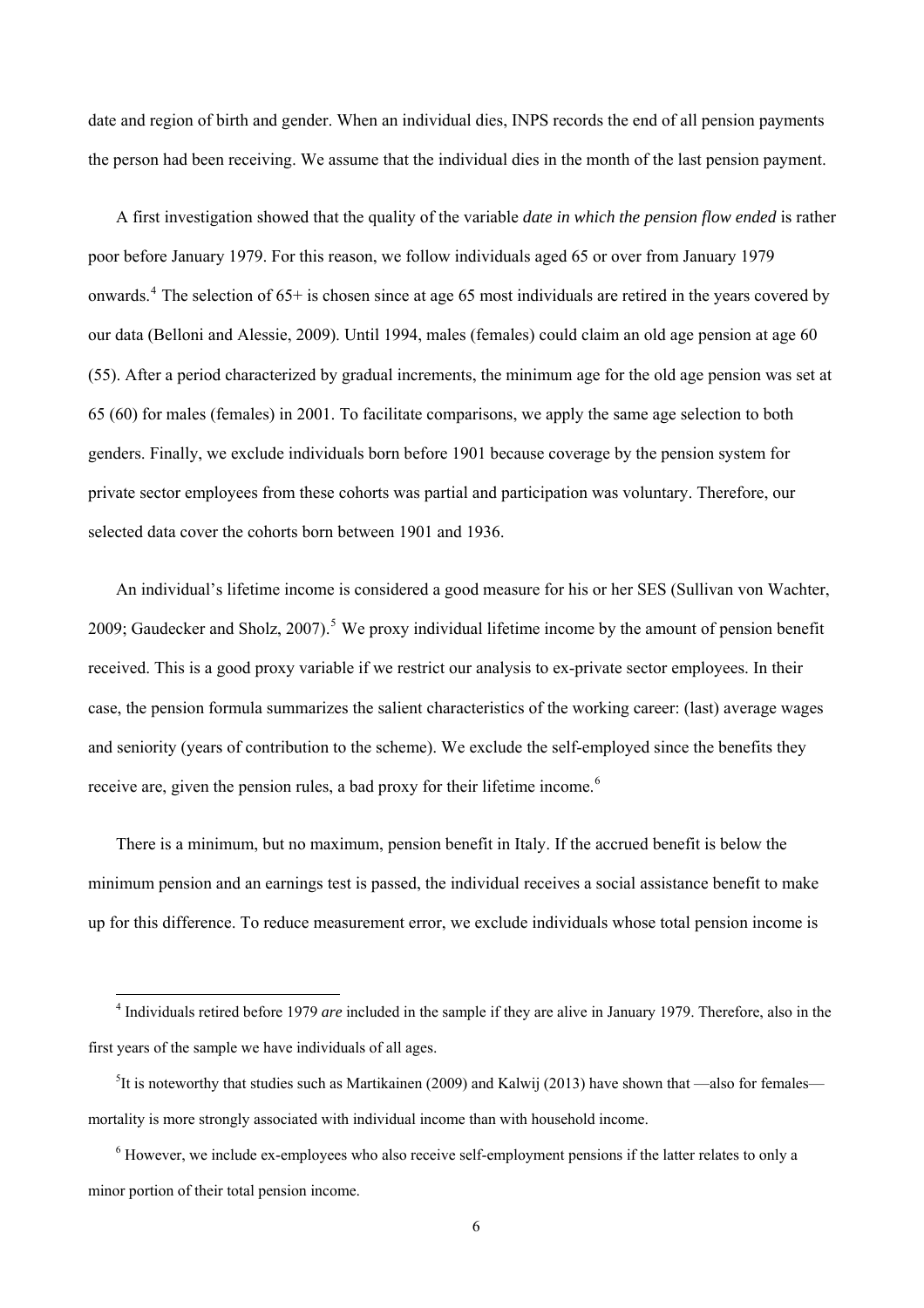date and region of birth and gender. When an individual dies, INPS records the end of all pension payments the person had been receiving. We assume that the individual dies in the month of the last pension payment.

A first investigation showed that the quality of the variable *date in which the pension flow ended* is rather poor before January 1979. For this reason, we follow individuals aged 65 or over from January 1979 onwards.[4] The selection of 65+ is chosen since at age 65 most individuals are retired in the years covered by our data (Belloni and Alessie, 2009). Until 1994, males (females) could claim an old age pension at age 60 (55). After a period characterized by gradual increments, the minimum age for the old age pension was set at 65 (60) for males (females) in 2001. To facilitate comparisons, we apply the same age selection to both genders. Finally, we exclude individuals born before 1901 because coverage by the pension system for private sector employees from these cohorts was partial and participation was voluntary. Therefore, our selected data cover the cohorts born between 1901 and 1936.

An individual's lifetime income is considered a good measure for his or her SES (Sullivan von Wachter, 2009; Gaudecker and Sholz, 2007).[5] We proxy individual lifetime income by the amount of pension benefit received. This is a good proxy variable if we restrict our analysis to ex-private sector employees. In their case, the pension formula summarizes the salient characteristics of the working career: (last) average wages and seniority (years of contribution to the scheme). We exclude the self-employed since the benefits they receive are, given the pension rules, a bad proxy for their lifetime income.[6]

There is a minimum, but no maximum, pension benefit in Italy. If the accrued benefit is below the minimum pension and an earnings test is passed, the individual receives a social assistance benefit to make up for this difference. To reduce measurement error, we exclude individuals whose total pension income is

[4] Individuals retired before 1979 *are* included in the sample if they are alive in January 1979. Therefore, also in the first years of the sample we have individuals of all ages.

[5] It is noteworthy that studies such as Martikainen (2009) and Kalwij (2013) have shown that —also for females— mortality is more strongly associated with individual income than with household income.

[6] However, we include ex-employees who also receive self-employment pensions if the latter relates to only a minor portion of their total pension income.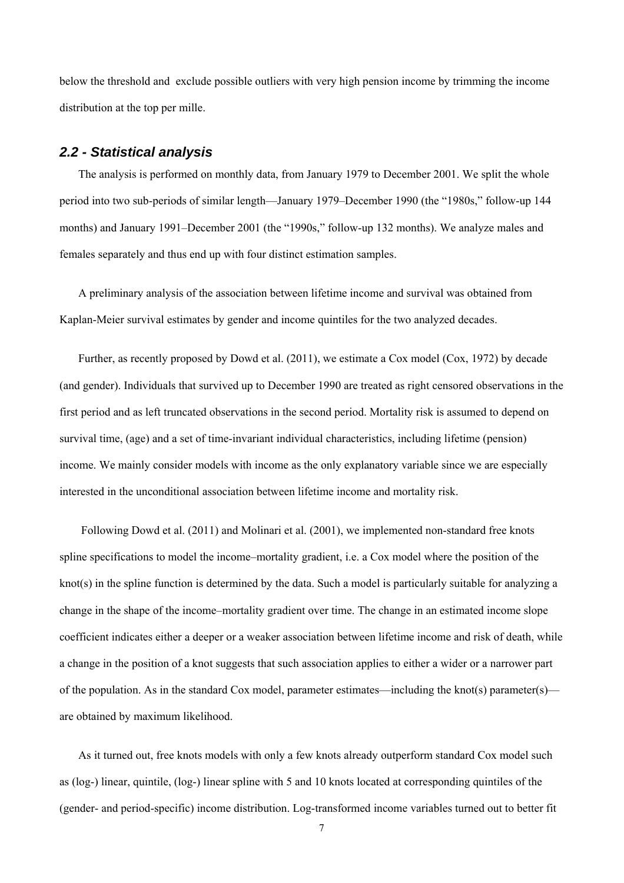below the threshold and exclude possible outliers with very high pension income by trimming the income distribution at the top per mille.

### *2.2 - Statistical analysis*

The analysis is performed on monthly data, from January 1979 to December 2001. We split the whole period into two sub-periods of similar length—January 1979–December 1990 (the "1980s," follow-up 144 months) and January 1991–December 2001 (the "1990s," follow-up 132 months). We analyze males and females separately and thus end up with four distinct estimation samples.

A preliminary analysis of the association between lifetime income and survival was obtained from Kaplan-Meier survival estimates by gender and income quintiles for the two analyzed decades.

Further, as recently proposed by Dowd et al. (2011), we estimate a Cox model (Cox, 1972) by decade (and gender). Individuals that survived up to December 1990 are treated as right censored observations in the first period and as left truncated observations in the second period. Mortality risk is assumed to depend on survival time, (age) and a set of time-invariant individual characteristics, including lifetime (pension) income. We mainly consider models with income as the only explanatory variable since we are especially interested in the unconditional association between lifetime income and mortality risk.

Following Dowd et al. (2011) and Molinari et al. (2001), we implemented non-standard free knots spline specifications to model the income–mortality gradient, i.e. a Cox model where the position of the knot(s) in the spline function is determined by the data. Such a model is particularly suitable for analyzing a change in the shape of the income–mortality gradient over time. The change in an estimated income slope coefficient indicates either a deeper or a weaker association between lifetime income and risk of death, while a change in the position of a knot suggests that such association applies to either a wider or a narrower part of the population. As in the standard Cox model, parameter estimates—including the knot(s) parameter(s)—are obtained by maximum likelihood.

As it turned out, free knots models with only a few knots already outperform standard Cox model such as (log-) linear, quintile, (log-) linear spline with 5 and 10 knots located at corresponding quintiles of the (gender- and period-specific) income distribution. Log-transformed income variables turned out to better fit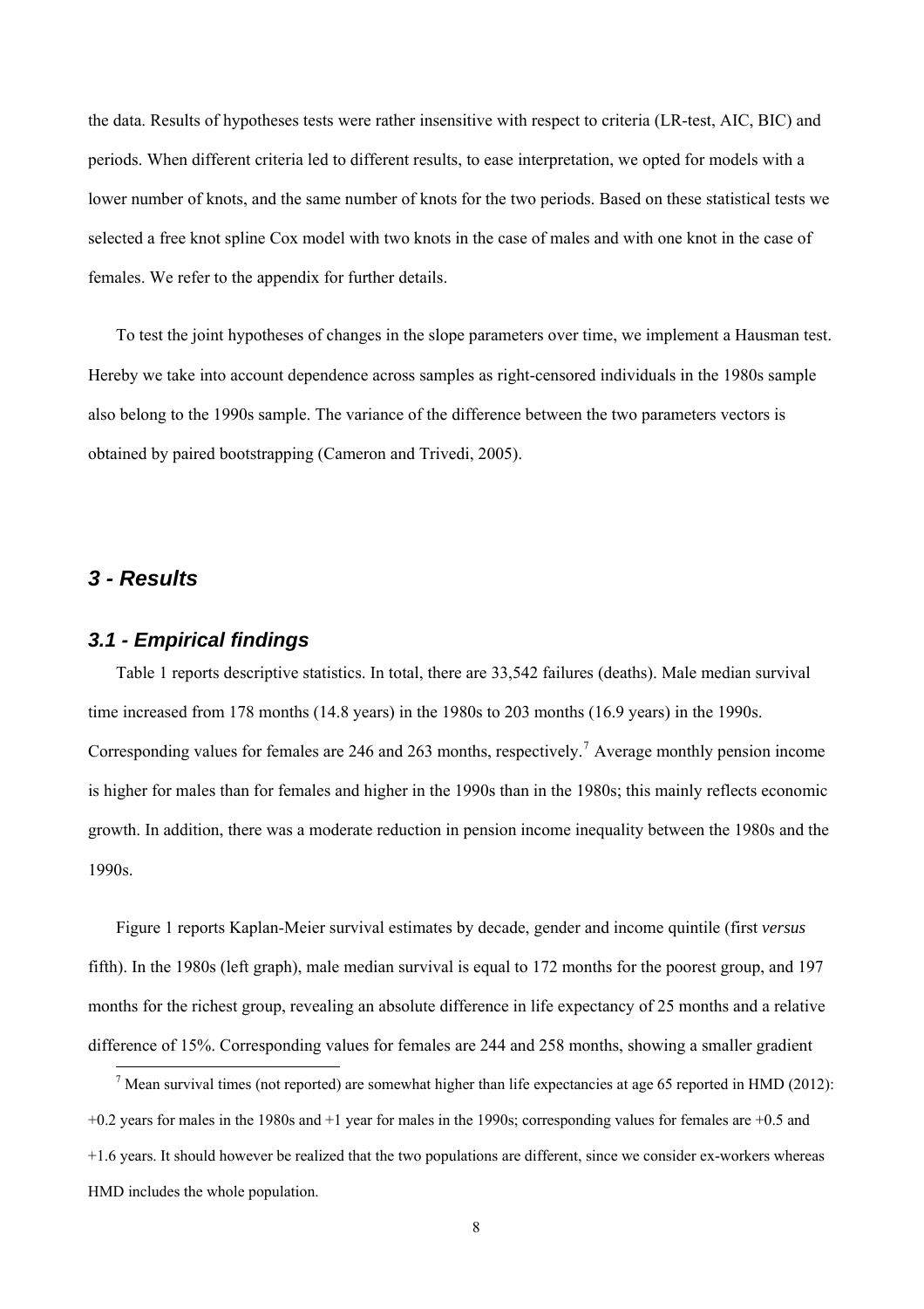the data. Results of hypotheses tests were rather insensitive with respect to criteria (LR-test, AIC, BIC) and periods. When different criteria led to different results, to ease interpretation, we opted for models with a lower number of knots, and the same number of knots for the two periods. Based on these statistical tests we selected a free knot spline Cox model with two knots in the case of males and with one knot in the case of females. We refer to the appendix for further details.

To test the joint hypotheses of changes in the slope parameters over time, we implement a Hausman test. Hereby we take into account dependence across samples as right-censored individuals in the 1980s sample also belong to the 1990s sample. The variance of the difference between the two parameters vectors is obtained by paired bootstrapping (Cameron and Trivedi, 2005).

## 3 - Results

### 3.1 - Empirical findings

Table 1 reports descriptive statistics. In total, there are 33,542 failures (deaths). Male median survival time increased from 178 months (14.8 years) in the 1980s to 203 months (16.9 years) in the 1990s. Corresponding values for females are 246 and 263 months, respectively.[7] Average monthly pension income is higher for males than for females and higher in the 1990s than in the 1980s; this mainly reflects economic growth. In addition, there was a moderate reduction in pension income inequality between the 1980s and the 1990s.

Figure 1 reports Kaplan-Meier survival estimates by decade, gender and income quintile (first *versus* fifth). In the 1980s (left graph), male median survival is equal to 172 months for the poorest group, and 197 months for the richest group, revealing an absolute difference in life expectancy of 25 months and a relative difference of 15%. Corresponding values for females are 244 and 258 months, showing a smaller gradient

[7] Mean survival times (not reported) are somewhat higher than life expectancies at age 65 reported in HMD (2012): +0.2 years for males in the 1980s and +1 year for males in the 1990s; corresponding values for females are +0.5 and +1.6 years. It should however be realized that the two populations are different, since we consider ex-workers whereas HMD includes the whole population.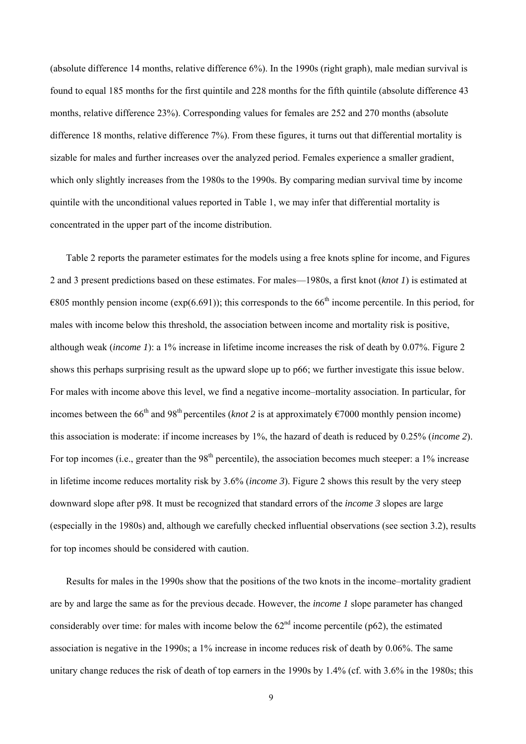(absolute difference 14 months, relative difference 6%). In the 1990s (right graph), male median survival is found to equal 185 months for the first quintile and 228 months for the fifth quintile (absolute difference 43 months, relative difference 23%). Corresponding values for females are 252 and 270 months (absolute difference 18 months, relative difference 7%). From these figures, it turns out that differential mortality is sizable for males and further increases over the analyzed period. Females experience a smaller gradient, which only slightly increases from the 1980s to the 1990s. By comparing median survival time by income quintile with the unconditional values reported in Table 1, we may infer that differential mortality is concentrated in the upper part of the income distribution.

Table 2 reports the parameter estimates for the models using a free knots spline for income, and Figures 2 and 3 present predictions based on these estimates. For males—1980s, a first knot (*knot 1*) is estimated at €805 monthly pension income (exp(6.691)); this corresponds to the 66$^{th}$ income percentile. In this period, for males with income below this threshold, the association between income and mortality risk is positive, although weak (*income 1*): a 1% increase in lifetime income increases the risk of death by 0.07%. Figure 2 shows this perhaps surprising result as the upward slope up to p66; we further investigate this issue below. For males with income above this level, we find a negative income–mortality association. In particular, for incomes between the 66$^{th}$ and 98$^{th}$ percentiles (*knot 2* is at approximately €7000 monthly pension income) this association is moderate: if income increases by 1%, the hazard of death is reduced by 0.25% (*income 2*). For top incomes (i.e., greater than the 98$^{th}$ percentile), the association becomes much steeper: a 1% increase in lifetime income reduces mortality risk by 3.6% (*income 3*). Figure 2 shows this result by the very steep downward slope after p98. It must be recognized that standard errors of the *income 3* slopes are large (especially in the 1980s) and, although we carefully checked influential observations (see section 3.2), results for top incomes should be considered with caution.

Results for males in the 1990s show that the positions of the two knots in the income–mortality gradient are by and large the same as for the previous decade. However, the *income 1* slope parameter has changed considerably over time: for males with income below the 62$^{nd}$ income percentile (p62), the estimated association is negative in the 1990s; a 1% increase in income reduces risk of death by 0.06%. The same unitary change reduces the risk of death of top earners in the 1990s by 1.4% (cf. with 3.6% in the 1980s; this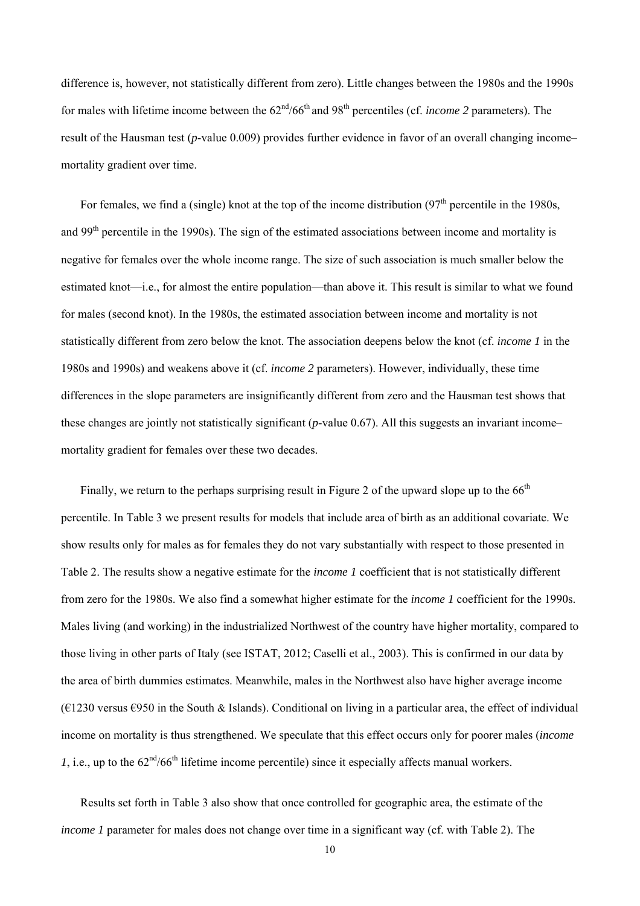difference is, however, not statistically different from zero). Little changes between the 1980s and the 1990s for males with lifetime income between the 62nd/66th and 98th percentiles (cf. *income 2* parameters). The result of the Hausman test (*p*-value 0.009) provides further evidence in favor of an overall changing income–mortality gradient over time.

For females, we find a (single) knot at the top of the income distribution (97th percentile in the 1980s, and 99th percentile in the 1990s). The sign of the estimated associations between income and mortality is negative for females over the whole income range. The size of such association is much smaller below the estimated knot—i.e., for almost the entire population—than above it. This result is similar to what we found for males (second knot). In the 1980s, the estimated association between income and mortality is not statistically different from zero below the knot. The association deepens below the knot (cf. *income 1* in the 1980s and 1990s) and weakens above it (cf. *income 2* parameters). However, individually, these time differences in the slope parameters are insignificantly different from zero and the Hausman test shows that these changes are jointly not statistically significant (*p*-value 0.67). All this suggests an invariant income–mortality gradient for females over these two decades.

Finally, we return to the perhaps surprising result in Figure 2 of the upward slope up to the 66th percentile. In Table 3 we present results for models that include area of birth as an additional covariate. We show results only for males as for females they do not vary substantially with respect to those presented in Table 2. The results show a negative estimate for the *income 1* coefficient that is not statistically different from zero for the 1980s. We also find a somewhat higher estimate for the *income 1* coefficient for the 1990s. Males living (and working) in the industrialized Northwest of the country have higher mortality, compared to those living in other parts of Italy (see ISTAT, 2012; Caselli et al., 2003). This is confirmed in our data by the area of birth dummies estimates. Meanwhile, males in the Northwest also have higher average income (€1230 versus €950 in the South & Islands). Conditional on living in a particular area, the effect of individual income on mortality is thus strengthened. We speculate that this effect occurs only for poorer males (*income 1*, i.e., up to the 62nd/66th lifetime income percentile) since it especially affects manual workers.

Results set forth in Table 3 also show that once controlled for geographic area, the estimate of the *income 1* parameter for males does not change over time in a significant way (cf. with Table 2). The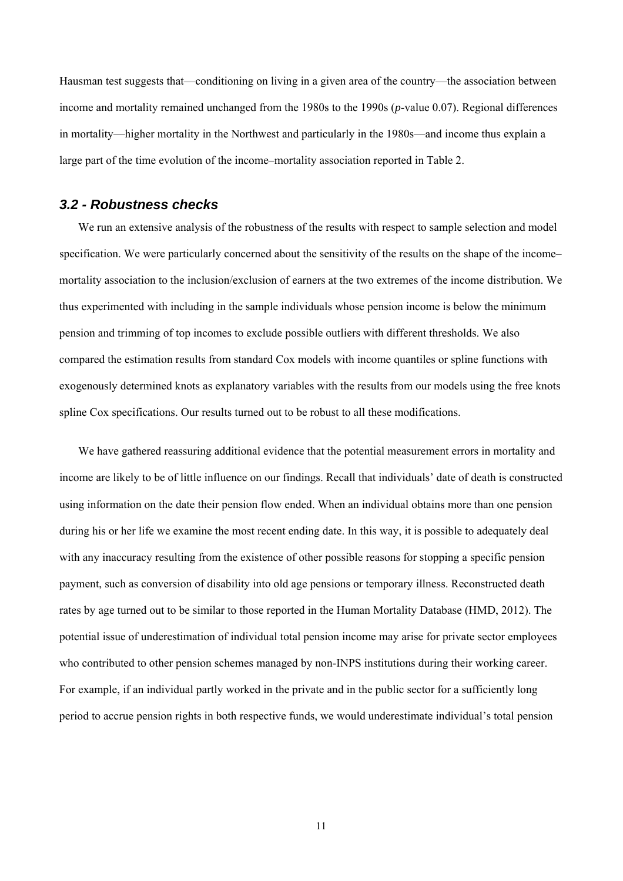Hausman test suggests that—conditioning on living in a given area of the country—the association between income and mortality remained unchanged from the 1980s to the 1990s (*p*-value 0.07). Regional differences in mortality—higher mortality in the Northwest and particularly in the 1980s—and income thus explain a large part of the time evolution of the income–mortality association reported in Table 2.

### *3.2 - Robustness checks*

We run an extensive analysis of the robustness of the results with respect to sample selection and model specification. We were particularly concerned about the sensitivity of the results on the shape of the income–mortality association to the inclusion/exclusion of earners at the two extremes of the income distribution. We thus experimented with including in the sample individuals whose pension income is below the minimum pension and trimming of top incomes to exclude possible outliers with different thresholds. We also compared the estimation results from standard Cox models with income quantiles or spline functions with exogenously determined knots as explanatory variables with the results from our models using the free knots spline Cox specifications. Our results turned out to be robust to all these modifications.

We have gathered reassuring additional evidence that the potential measurement errors in mortality and income are likely to be of little influence on our findings. Recall that individuals' date of death is constructed using information on the date their pension flow ended. When an individual obtains more than one pension during his or her life we examine the most recent ending date. In this way, it is possible to adequately deal with any inaccuracy resulting from the existence of other possible reasons for stopping a specific pension payment, such as conversion of disability into old age pensions or temporary illness. Reconstructed death rates by age turned out to be similar to those reported in the Human Mortality Database (HMD, 2012). The potential issue of underestimation of individual total pension income may arise for private sector employees who contributed to other pension schemes managed by non-INPS institutions during their working career. For example, if an individual partly worked in the private and in the public sector for a sufficiently long period to accrue pension rights in both respective funds, we would underestimate individual's total pension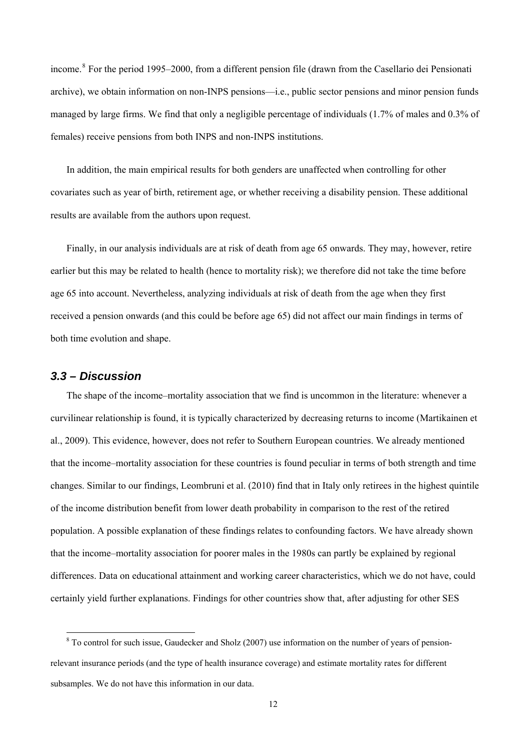income.[8] For the period 1995–2000, from a different pension file (drawn from the Casellario dei Pensionati archive), we obtain information on non-INPS pensions—i.e., public sector pensions and minor pension funds managed by large firms. We find that only a negligible percentage of individuals (1.7% of males and 0.3% of females) receive pensions from both INPS and non-INPS institutions.

In addition, the main empirical results for both genders are unaffected when controlling for other covariates such as year of birth, retirement age, or whether receiving a disability pension. These additional results are available from the authors upon request.

Finally, in our analysis individuals are at risk of death from age 65 onwards. They may, however, retire earlier but this may be related to health (hence to mortality risk); we therefore did not take the time before age 65 into account. Nevertheless, analyzing individuals at risk of death from the age when they first received a pension onwards (and this could be before age 65) did not affect our main findings in terms of both time evolution and shape.

### *3.3 – Discussion*

The shape of the income–mortality association that we find is uncommon in the literature: whenever a curvilinear relationship is found, it is typically characterized by decreasing returns to income (Martikainen et al., 2009). This evidence, however, does not refer to Southern European countries. We already mentioned that the income–mortality association for these countries is found peculiar in terms of both strength and time changes. Similar to our findings, Leombruni et al. (2010) find that in Italy only retirees in the highest quintile of the income distribution benefit from lower death probability in comparison to the rest of the retired population. A possible explanation of these findings relates to confounding factors. We have already shown that the income–mortality association for poorer males in the 1980s can partly be explained by regional differences. Data on educational attainment and working career characteristics, which we do not have, could certainly yield further explanations. Findings for other countries show that, after adjusting for other SES

[8] To control for such issue, Gaudecker and Sholz (2007) use information on the number of years of pension-relevant insurance periods (and the type of health insurance coverage) and estimate mortality rates for different subsamples. We do not have this information in our data.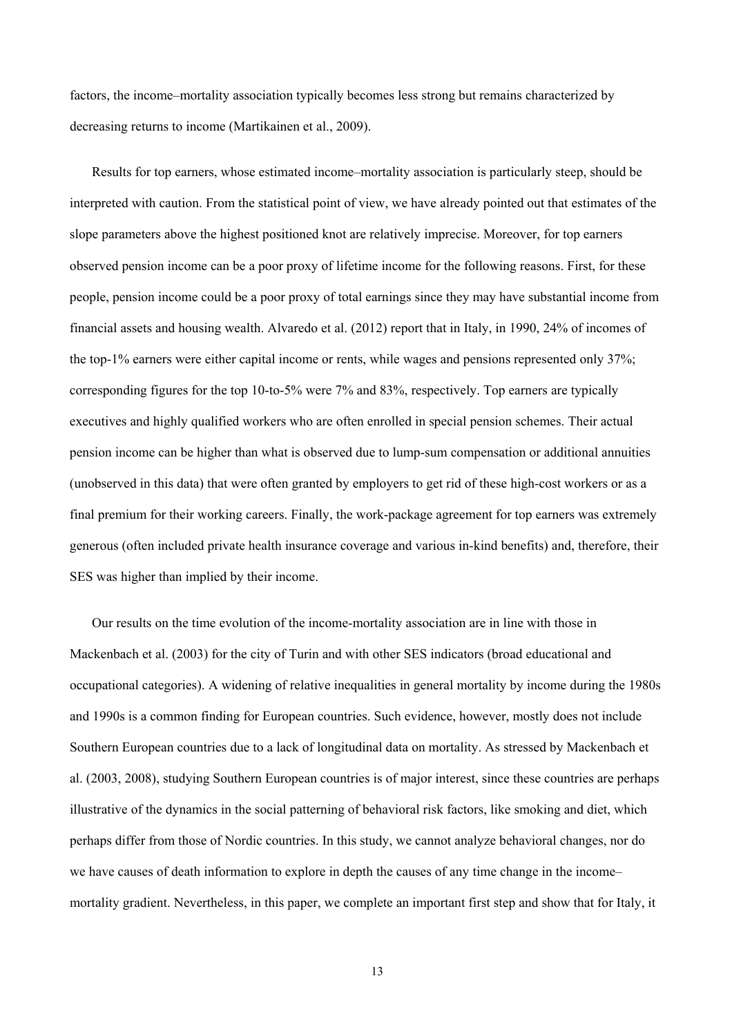factors, the income–mortality association typically becomes less strong but remains characterized by decreasing returns to income (Martikainen et al., 2009).

Results for top earners, whose estimated income–mortality association is particularly steep, should be interpreted with caution. From the statistical point of view, we have already pointed out that estimates of the slope parameters above the highest positioned knot are relatively imprecise. Moreover, for top earners observed pension income can be a poor proxy of lifetime income for the following reasons. First, for these people, pension income could be a poor proxy of total earnings since they may have substantial income from financial assets and housing wealth. Alvaredo et al. (2012) report that in Italy, in 1990, 24% of incomes of the top-1% earners were either capital income or rents, while wages and pensions represented only 37%; corresponding figures for the top 10-to-5% were 7% and 83%, respectively. Top earners are typically executives and highly qualified workers who are often enrolled in special pension schemes. Their actual pension income can be higher than what is observed due to lump-sum compensation or additional annuities (unobserved in this data) that were often granted by employers to get rid of these high-cost workers or as a final premium for their working careers. Finally, the work-package agreement for top earners was extremely generous (often included private health insurance coverage and various in-kind benefits) and, therefore, their SES was higher than implied by their income.

Our results on the time evolution of the income-mortality association are in line with those in Mackenbach et al. (2003) for the city of Turin and with other SES indicators (broad educational and occupational categories). A widening of relative inequalities in general mortality by income during the 1980s and 1990s is a common finding for European countries. Such evidence, however, mostly does not include Southern European countries due to a lack of longitudinal data on mortality. As stressed by Mackenbach et al. (2003, 2008), studying Southern European countries is of major interest, since these countries are perhaps illustrative of the dynamics in the social patterning of behavioral risk factors, like smoking and diet, which perhaps differ from those of Nordic countries. In this study, we cannot analyze behavioral changes, nor do we have causes of death information to explore in depth the causes of any time change in the income–mortality gradient. Nevertheless, in this paper, we complete an important first step and show that for Italy, it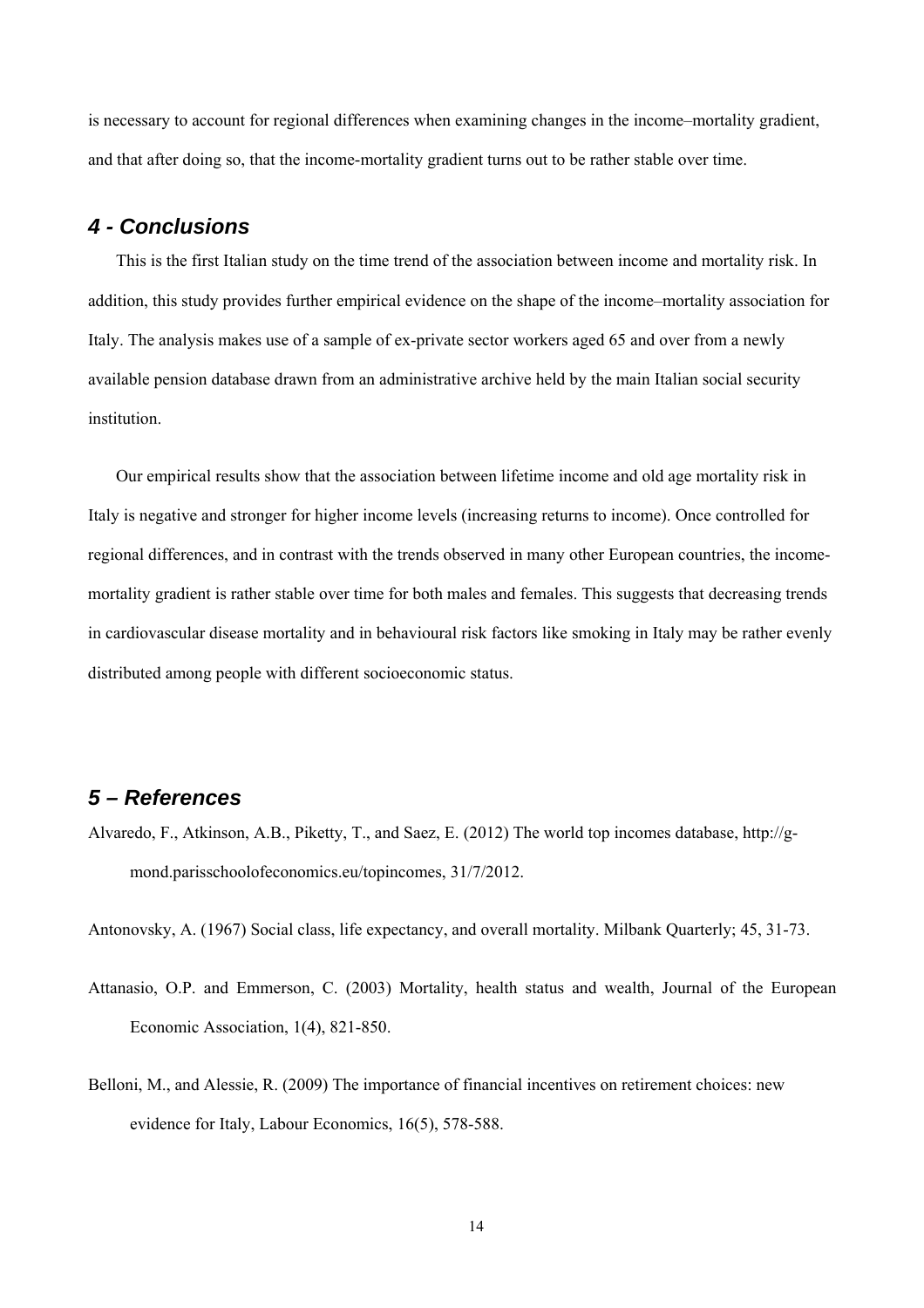is necessary to account for regional differences when examining changes in the income–mortality gradient, and that after doing so, that the income-mortality gradient turns out to be rather stable over time.

## *4 - Conclusions*

This is the first Italian study on the time trend of the association between income and mortality risk. In addition, this study provides further empirical evidence on the shape of the income–mortality association for Italy. The analysis makes use of a sample of ex-private sector workers aged 65 and over from a newly available pension database drawn from an administrative archive held by the main Italian social security institution.

Our empirical results show that the association between lifetime income and old age mortality risk in Italy is negative and stronger for higher income levels (increasing returns to income). Once controlled for regional differences, and in contrast with the trends observed in many other European countries, the income-mortality gradient is rather stable over time for both males and females. This suggests that decreasing trends in cardiovascular disease mortality and in behavioural risk factors like smoking in Italy may be rather evenly distributed among people with different socioeconomic status.

## *5 – References*

Alvaredo, F., Atkinson, A.B., Piketty, T., and Saez, E. (2012) The world top incomes database, http://g-mond.parisschoolofeconomics.eu/topincomes, 31/7/2012.

Antonovsky, A. (1967) Social class, life expectancy, and overall mortality. Milbank Quarterly; 45, 31-73.

Attanasio, O.P. and Emmerson, C. (2003) Mortality, health status and wealth, Journal of the European Economic Association, 1(4), 821-850.

Belloni, M., and Alessie, R. (2009) The importance of financial incentives on retirement choices: new evidence for Italy, Labour Economics, 16(5), 578-588.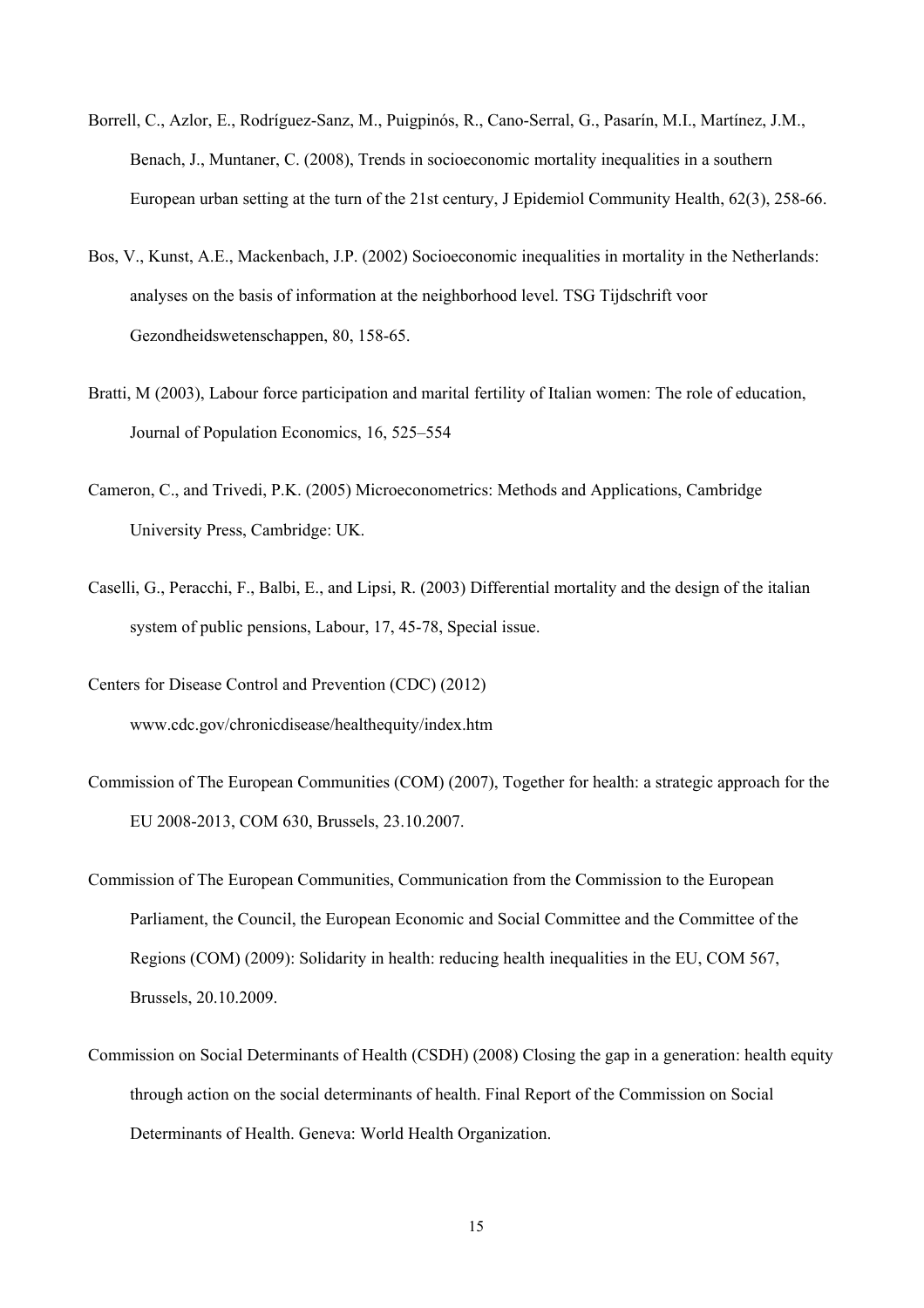Borrell, C., Azlor, E., Rodríguez-Sanz, M., Puigpinós, R., Cano-Serral, G., Pasarín, M.I., Martínez, J.M., Benach, J., Muntaner, C. (2008), Trends in socioeconomic mortality inequalities in a southern European urban setting at the turn of the 21st century, J Epidemiol Community Health, 62(3), 258-66.

Bos, V., Kunst, A.E., Mackenbach, J.P. (2002) Socioeconomic inequalities in mortality in the Netherlands: analyses on the basis of information at the neighborhood level. TSG Tijdschrift voor Gezondheidswetenschappen, 80, 158-65.

Bratti, M (2003), Labour force participation and marital fertility of Italian women: The role of education, Journal of Population Economics, 16, 525–554

Cameron, C., and Trivedi, P.K. (2005) Microeconometrics: Methods and Applications, Cambridge University Press, Cambridge: UK.

Caselli, G., Peracchi, F., Balbi, E., and Lipsi, R. (2003) Differential mortality and the design of the italian system of public pensions, Labour, 17, 45-78, Special issue.

Centers for Disease Control and Prevention (CDC) (2012) www.cdc.gov/chronicdisease/healthequity/index.htm

Commission of The European Communities (COM) (2007), Together for health: a strategic approach for the EU 2008-2013, COM 630, Brussels, 23.10.2007.

Commission of The European Communities, Communication from the Commission to the European Parliament, the Council, the European Economic and Social Committee and the Committee of the Regions (COM) (2009): Solidarity in health: reducing health inequalities in the EU, COM 567, Brussels, 20.10.2009.

Commission on Social Determinants of Health (CSDH) (2008) Closing the gap in a generation: health equity through action on the social determinants of health. Final Report of the Commission on Social Determinants of Health. Geneva: World Health Organization.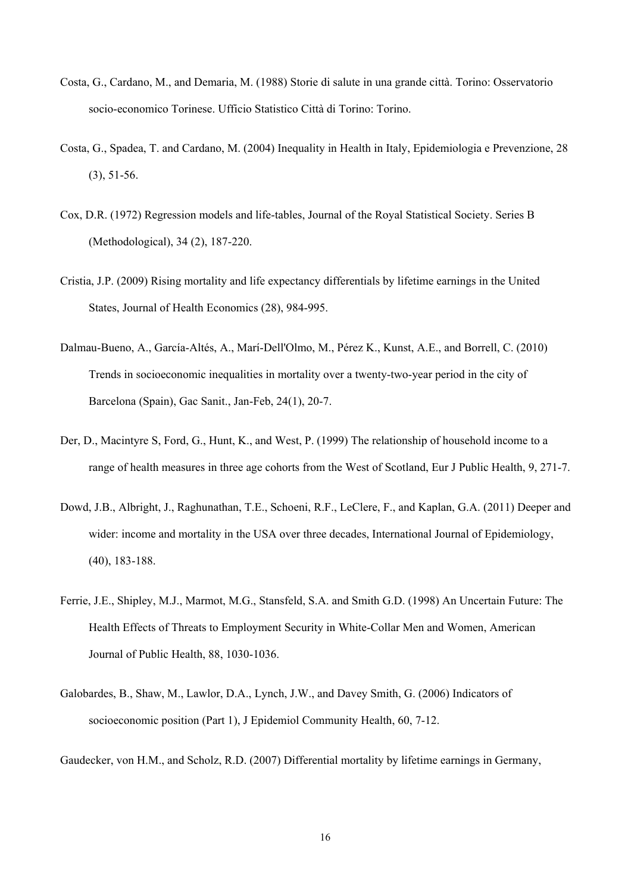Costa, G., Cardano, M., and Demaria, M. (1988) Storie di salute in una grande città. Torino: Osservatorio socio-economico Torinese. Ufficio Statistico Città di Torino: Torino.

Costa, G., Spadea, T. and Cardano, M. (2004) Inequality in Health in Italy, Epidemiologia e Prevenzione, 28 (3), 51-56.

Cox, D.R. (1972) Regression models and life-tables, Journal of the Royal Statistical Society. Series B (Methodological), 34 (2), 187-220.

Cristia, J.P. (2009) Rising mortality and life expectancy differentials by lifetime earnings in the United States, Journal of Health Economics (28), 984-995.

Dalmau-Bueno, A., García-Altés, A., Marí-Dell'Olmo, M., Pérez K., Kunst, A.E., and Borrell, C. (2010) Trends in socioeconomic inequalities in mortality over a twenty-two-year period in the city of Barcelona (Spain), Gac Sanit., Jan-Feb, 24(1), 20-7.

Der, D., Macintyre S, Ford, G., Hunt, K., and West, P. (1999) The relationship of household income to a range of health measures in three age cohorts from the West of Scotland, Eur J Public Health, 9, 271-7.

Dowd, J.B., Albright, J., Raghunathan, T.E., Schoeni, R.F., LeClere, F., and Kaplan, G.A. (2011) Deeper and wider: income and mortality in the USA over three decades, International Journal of Epidemiology, (40), 183-188.

Ferrie, J.E., Shipley, M.J., Marmot, M.G., Stansfeld, S.A. and Smith G.D. (1998) An Uncertain Future: The Health Effects of Threats to Employment Security in White-Collar Men and Women, American Journal of Public Health, 88, 1030-1036.

Galobardes, B., Shaw, M., Lawlor, D.A., Lynch, J.W., and Davey Smith, G. (2006) Indicators of socioeconomic position (Part 1), J Epidemiol Community Health, 60, 7-12.

Gaudecker, von H.M., and Scholz, R.D. (2007) Differential mortality by lifetime earnings in Germany,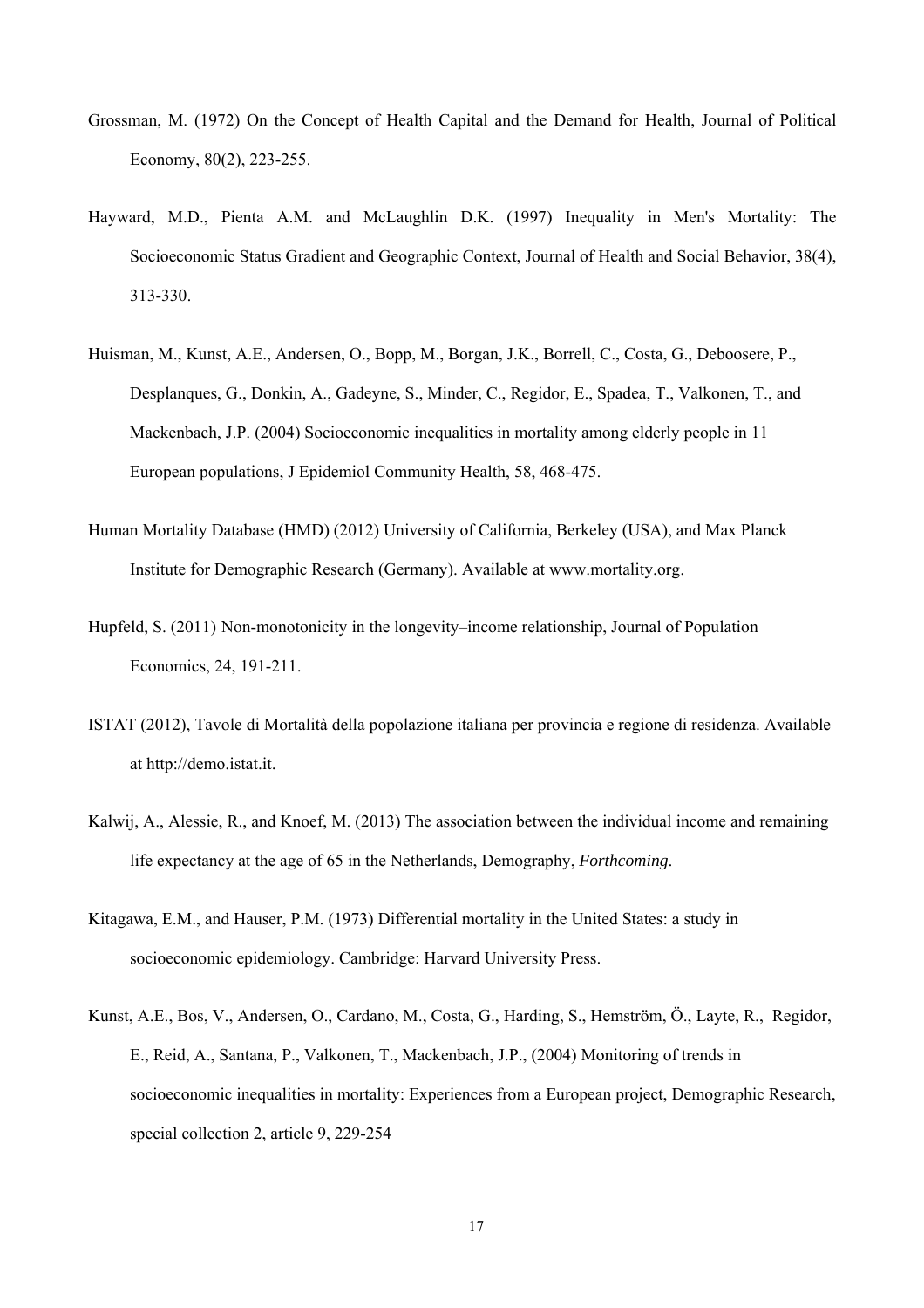Grossman, M. (1972) On the Concept of Health Capital and the Demand for Health, Journal of Political Economy, 80(2), 223-255.

Hayward, M.D., Pienta A.M. and McLaughlin D.K. (1997) Inequality in Men's Mortality: The Socioeconomic Status Gradient and Geographic Context, Journal of Health and Social Behavior, 38(4), 313-330.

Huisman, M., Kunst, A.E., Andersen, O., Bopp, M., Borgan, J.K., Borrell, C., Costa, G., Deboosere, P., Desplanques, G., Donkin, A., Gadeyne, S., Minder, C., Regidor, E., Spadea, T., Valkonen, T., and Mackenbach, J.P. (2004) Socioeconomic inequalities in mortality among elderly people in 11 European populations, J Epidemiol Community Health, 58, 468-475.

Human Mortality Database (HMD) (2012) University of California, Berkeley (USA), and Max Planck Institute for Demographic Research (Germany). Available at www.mortality.org.

Hupfeld, S. (2011) Non-monotonicity in the longevity–income relationship, Journal of Population Economics, 24, 191-211.

ISTAT (2012), Tavole di Mortalità della popolazione italiana per provincia e regione di residenza. Available at http://demo.istat.it.

Kalwij, A., Alessie, R., and Knoef, M. (2013) The association between the individual income and remaining life expectancy at the age of 65 in the Netherlands, Demography, *Forthcoming*.

Kitagawa, E.M., and Hauser, P.M. (1973) Differential mortality in the United States: a study in socioeconomic epidemiology. Cambridge: Harvard University Press.

Kunst, A.E., Bos, V., Andersen, O., Cardano, M., Costa, G., Harding, S., Hemström, Ö., Layte, R., Regidor, E., Reid, A., Santana, P., Valkonen, T., Mackenbach, J.P., (2004) Monitoring of trends in socioeconomic inequalities in mortality: Experiences from a European project, Demographic Research, special collection 2, article 9, 229-254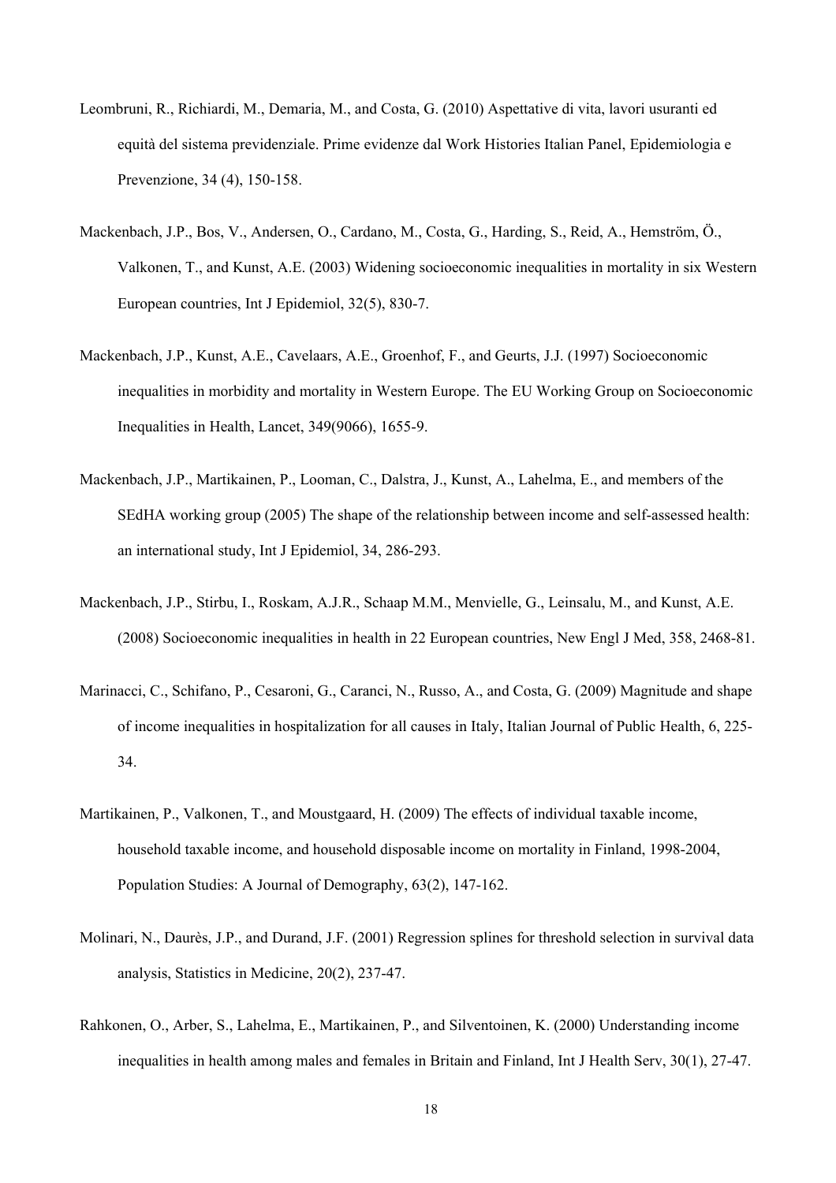Leombruni, R., Richiardi, M., Demaria, M., and Costa, G. (2010) Aspettative di vita, lavori usuranti ed equità del sistema previdenziale. Prime evidenze dal Work Histories Italian Panel, Epidemiologia e Prevenzione, 34 (4), 150-158.

Mackenbach, J.P., Bos, V., Andersen, O., Cardano, M., Costa, G., Harding, S., Reid, A., Hemström, Ö., Valkonen, T., and Kunst, A.E. (2003) Widening socioeconomic inequalities in mortality in six Western European countries, Int J Epidemiol, 32(5), 830-7.

Mackenbach, J.P., Kunst, A.E., Cavelaars, A.E., Groenhof, F., and Geurts, J.J. (1997) Socioeconomic inequalities in morbidity and mortality in Western Europe. The EU Working Group on Socioeconomic Inequalities in Health, Lancet, 349(9066), 1655-9.

Mackenbach, J.P., Martikainen, P., Looman, C., Dalstra, J., Kunst, A., Lahelma, E., and members of the SEdHA working group (2005) The shape of the relationship between income and self-assessed health: an international study, Int J Epidemiol, 34, 286-293.

Mackenbach, J.P., Stirbu, I., Roskam, A.J.R., Schaap M.M., Menvielle, G., Leinsalu, M., and Kunst, A.E. (2008) Socioeconomic inequalities in health in 22 European countries, New Engl J Med, 358, 2468-81.

Marinacci, C., Schifano, P., Cesaroni, G., Caranci, N., Russo, A., and Costa, G. (2009) Magnitude and shape of income inequalities in hospitalization for all causes in Italy, Italian Journal of Public Health, 6, 225-34.

Martikainen, P., Valkonen, T., and Moustgaard, H. (2009) The effects of individual taxable income, household taxable income, and household disposable income on mortality in Finland, 1998-2004, Population Studies: A Journal of Demography, 63(2), 147-162.

Molinari, N., Daurès, J.P., and Durand, J.F. (2001) Regression splines for threshold selection in survival data analysis, Statistics in Medicine, 20(2), 237-47.

Rahkonen, O., Arber, S., Lahelma, E., Martikainen, P., and Silventoinen, K. (2000) Understanding income inequalities in health among males and females in Britain and Finland, Int J Health Serv, 30(1), 27-47.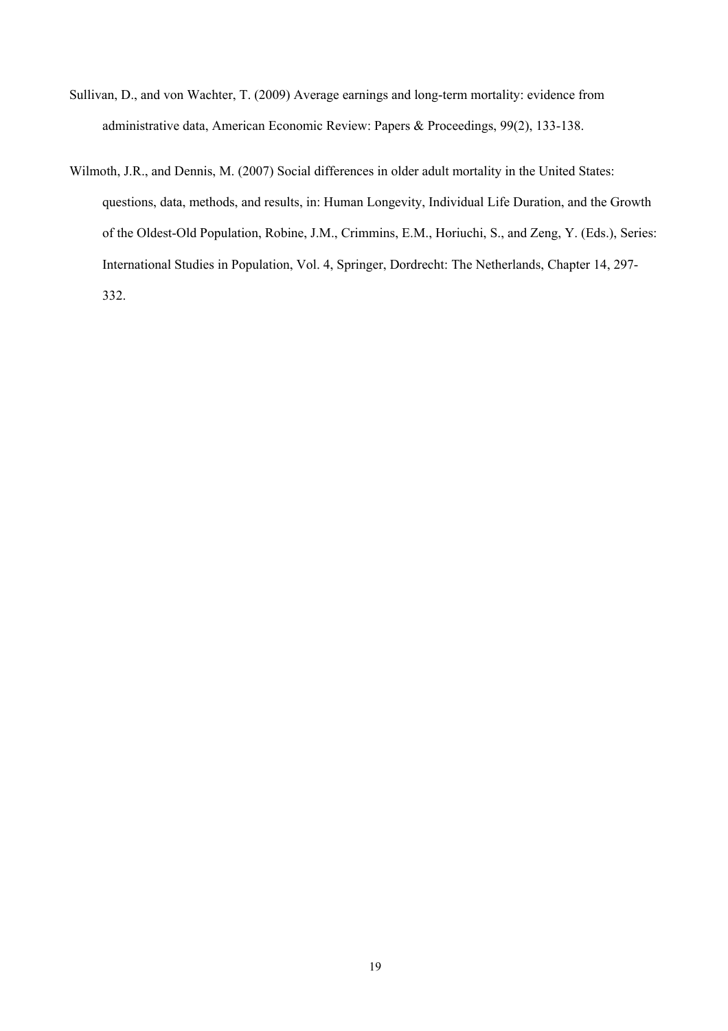Sullivan, D., and von Wachter, T. (2009) Average earnings and long-term mortality: evidence from administrative data, American Economic Review: Papers & Proceedings, 99(2), 133-138.

Wilmoth, J.R., and Dennis, M. (2007) Social differences in older adult mortality in the United States: questions, data, methods, and results, in: Human Longevity, Individual Life Duration, and the Growth of the Oldest-Old Population, Robine, J.M., Crimmins, E.M., Horiuchi, S., and Zeng, Y. (Eds.), Series: International Studies in Population, Vol. 4, Springer, Dordrecht: The Netherlands, Chapter 14, 297-332.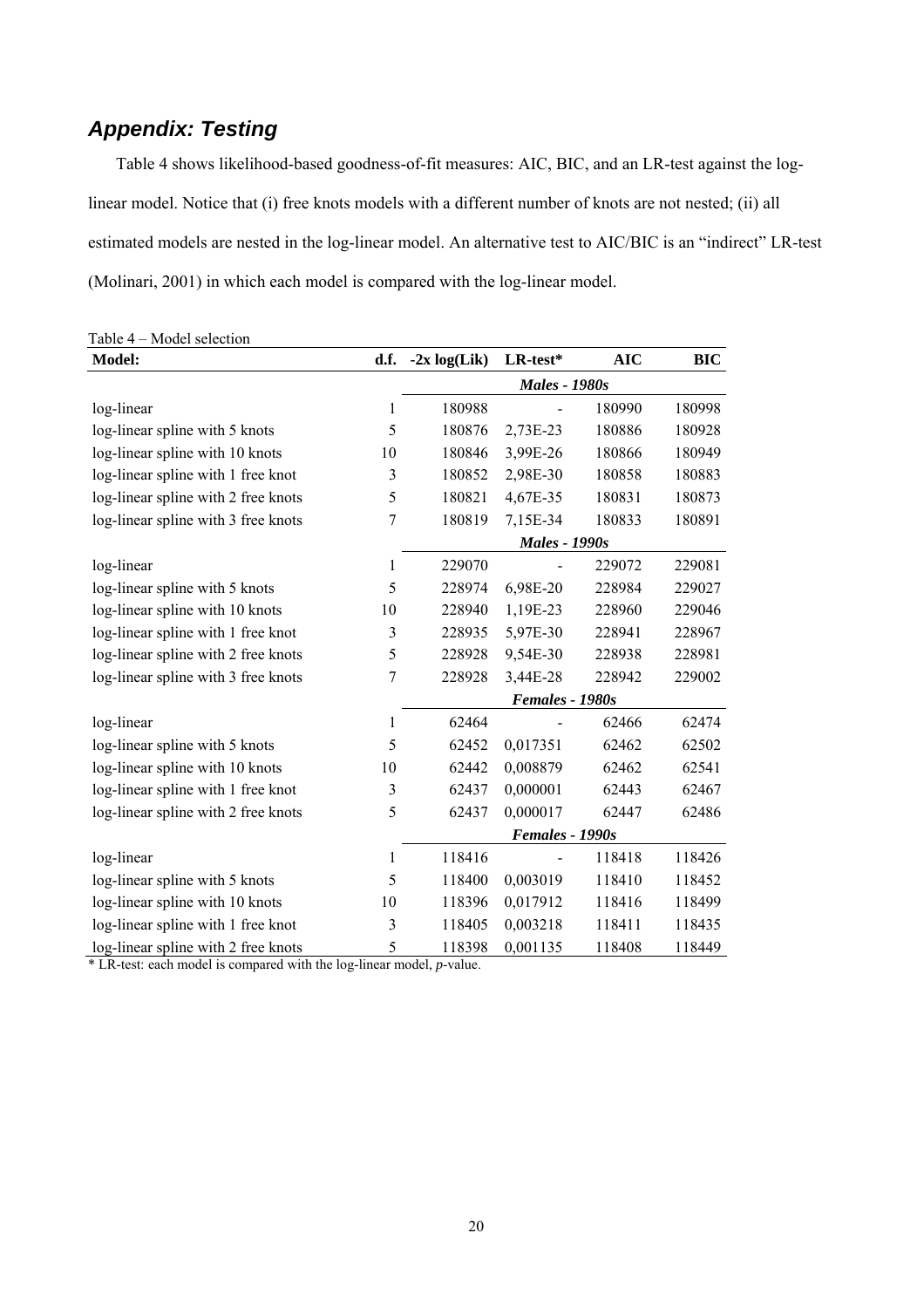## *Appendix: Testing*

Table 4 shows likelihood-based goodness-of-fit measures: AIC, BIC, and an LR-test against the log-linear model. Notice that (i) free knots models with a different number of knots are not nested; (ii) all estimated models are nested in the log-linear model. An alternative test to AIC/BIC is an "indirect" LR-test (Molinari, 2001) in which each model is compared with the log-linear model.

Table 4 – Model selection

| **Model:** | **d.f.** | **-2x log(Lik)** | **LR-test\*** | **AIC** | **BIC** |
|---|---|---|---|---|---|
| | | | ***Males - 1980s*** | | |
| log-linear | 1 | 180988 | - | 180990 | 180998 |
| log-linear spline with 5 knots | 5 | 180876 | 2,73E-23 | 180886 | 180928 |
| log-linear spline with 10 knots | 10 | 180846 | 3,99E-26 | 180866 | 180949 |
| log-linear spline with 1 free knot | 3 | 180852 | 2,98E-30 | 180858 | 180883 |
| log-linear spline with 2 free knots | 5 | 180821 | 4,67E-35 | 180831 | 180873 |
| log-linear spline with 3 free knots | 7 | 180819 | 7,15E-34 | 180833 | 180891 |
| | | | ***Males - 1990s*** | | |
| log-linear | 1 | 229070 | - | 229072 | 229081 |
| log-linear spline with 5 knots | 5 | 228974 | 6,98E-20 | 228984 | 229027 |
| log-linear spline with 10 knots | 10 | 228940 | 1,19E-23 | 228960 | 229046 |
| log-linear spline with 1 free knot | 3 | 228935 | 5,97E-30 | 228941 | 228967 |
| log-linear spline with 2 free knots | 5 | 228928 | 9,54E-30 | 228938 | 228981 |
| log-linear spline with 3 free knots | 7 | 228928 | 3,44E-28 | 228942 | 229002 |
| | | | ***Females - 1980s*** | | |
| log-linear | 1 | 62464 | - | 62466 | 62474 |
| log-linear spline with 5 knots | 5 | 62452 | 0,017351 | 62462 | 62502 |
| log-linear spline with 10 knots | 10 | 62442 | 0,008879 | 62462 | 62541 |
| log-linear spline with 1 free knot | 3 | 62437 | 0,000001 | 62443 | 62467 |
| log-linear spline with 2 free knots | 5 | 62437 | 0,000017 | 62447 | 62486 |
| | | | ***Females - 1990s*** | | |
| log-linear | 1 | 118416 | - | 118418 | 118426 |
| log-linear spline with 5 knots | 5 | 118400 | 0,003019 | 118410 | 118452 |
| log-linear spline with 10 knots | 10 | 118396 | 0,017912 | 118416 | 118499 |
| log-linear spline with 1 free knot | 3 | 118405 | 0,003218 | 118411 | 118435 |
| log-linear spline with 2 free knots | 5 | 118398 | 0,001135 | 118408 | 118449 |

\* LR-test: each model is compared with the log-linear model, *p*-value.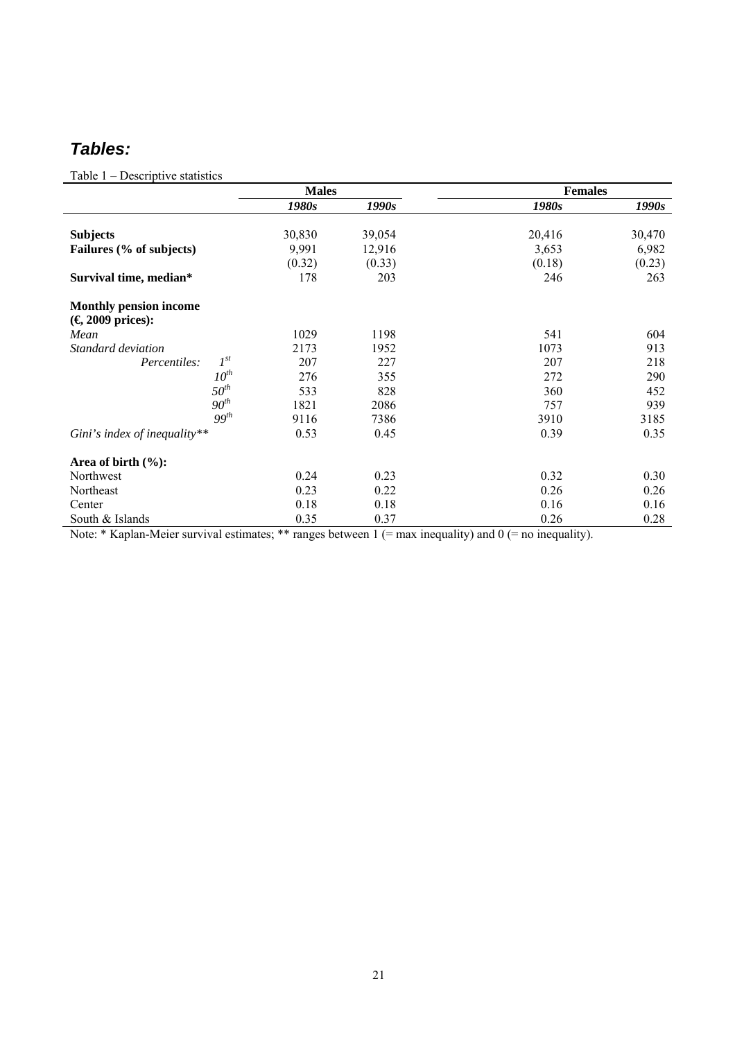## *Tables:*

Table 1 – Descriptive statistics

| | Males | | Females | |
|---|---|---|---|---|
| | ***1980s*** | ***1990s*** | ***1980s*** | ***1990s*** |
| **Subjects** | 30,830 | 39,054 | 20,416 | 30,470 |
| **Failures (% of subjects)** | 9,991 | 12,916 | 3,653 | 6,982 |
| | (0.32) | (0.33) | (0.18) | (0.23) |
| **Survival time, median*** | 178 | 203 | 246 | 263 |
| **Monthly pension income (€, 2009 prices):** | | | | |
| *Mean* | 1029 | 1198 | 541 | 604 |
| *Standard deviation* | 2173 | 1952 | 1073 | 913 |
| *Percentiles:* $1^{st}$ | 207 | 227 | 207 | 218 |
| $10^{th}$ | 276 | 355 | 272 | 290 |
| $50^{th}$ | 533 | 828 | 360 | 452 |
| $90^{th}$ | 1821 | 2086 | 757 | 939 |
| $99^{th}$ | 9116 | 7386 | 3910 | 3185 |
| *Gini's index of inequality*** | 0.53 | 0.45 | 0.39 | 0.35 |
| **Area of birth (%):** | | | | |
| Northwest | 0.24 | 0.23 | 0.32 | 0.30 |
| Northeast | 0.23 | 0.22 | 0.26 | 0.26 |
| Center | 0.18 | 0.18 | 0.16 | 0.16 |
| South & Islands | 0.35 | 0.37 | 0.26 | 0.28 |

Note: * Kaplan-Meier survival estimates; ** ranges between 1 (= max inequality) and 0 (= no inequality).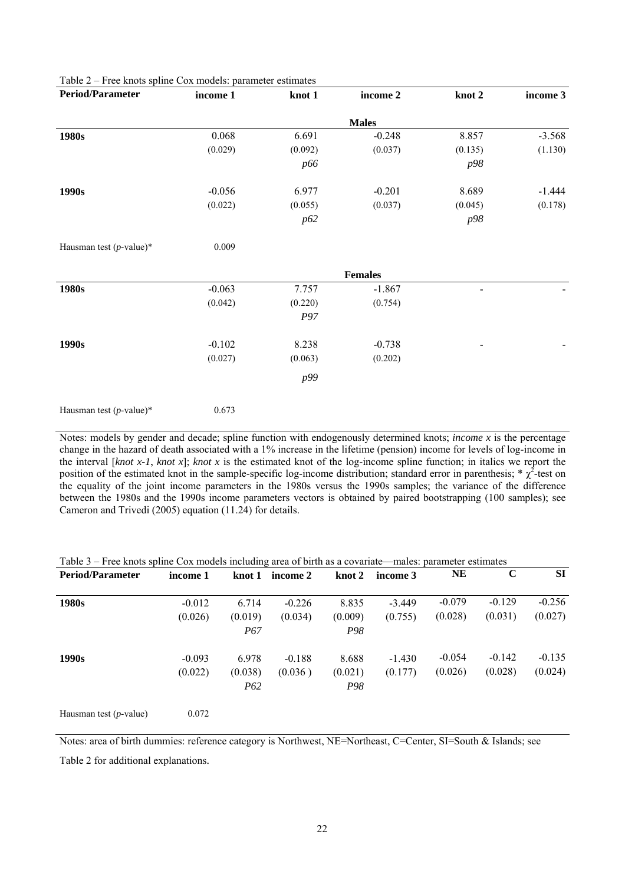Table 2 – Free knots spline Cox models: parameter estimates

| Period/Parameter | income 1 | knot 1 | income 2 | knot 2 | income 3 |
|---|---|---|---|---|---|
| | | | **Males** | | |
| **1980s** | 0.068 | 6.691 | -0.248 | 8.857 | -3.568 |
| | (0.029) | (0.092) | (0.037) | (0.135) | (1.130) |
| | | *p66* | | *p98* | |
| **1990s** | -0.056 | 6.977 | -0.201 | 8.689 | -1.444 |
| | (0.022) | (0.055) | (0.037) | (0.045) | (0.178) |
| | | *p62* | | *p98* | |
| Hausman test (*p*-value)* | 0.009 | | | | |
| | | | **Females** | | |
| **1980s** | -0.063 | 7.757 | -1.867 | - | - |
| | (0.042) | (0.220) | (0.754) | | |
| | | *P97* | | | |
| **1990s** | -0.102 | 8.238 | -0.738 | - | - |
| | (0.027) | (0.063) | (0.202) | | |
| | | *p99* | | | |
| Hausman test (*p*-value)* | 0.673 | | | | |

Notes: models by gender and decade; spline function with endogenously determined knots; *income x* is the percentage change in the hazard of death associated with a 1% increase in the lifetime (pension) income for levels of log-income in the interval [*knot x-1*, *knot x*]; *knot x* is the estimated knot of the log-income spline function; in italics we report the position of the estimated knot in the sample-specific log-income distribution; standard error in parenthesis; * $\chi^2$-test on the equality of the joint income parameters in the 1980s versus the 1990s samples; the variance of the difference between the 1980s and the 1990s income parameters vectors is obtained by paired bootstrapping (100 samples); see Cameron and Trivedi (2005) equation (11.24) for details.

Table 3 – Free knots spline Cox models including area of birth as a covariate—males: parameter estimates

| Period/Parameter | income 1 | knot 1 | income 2 | knot 2 | income 3 | NE | C | SI |
|---|---|---|---|---|---|---|---|---|
| **1980s** | -0.012 | 6.714 | -0.226 | 8.835 | -3.449 | -0.079 | -0.129 | -0.256 |
| | (0.026) | (0.019) | (0.034) | (0.009) | (0.755) | (0.028) | (0.031) | (0.027) |
| | | *P67* | | *P98* | | | | |
| **1990s** | -0.093 | 6.978 | -0.188 | 8.688 | -1.430 | -0.054 | -0.142 | -0.135 |
| | (0.022) | (0.038) | (0.036 ) | (0.021) | (0.177) | (0.026) | (0.028) | (0.024) |
| | | *P62* | | *P98* | | | | |
| Hausman test (*p*-value) | 0.072 | | | | | | | |

Notes: area of birth dummies: reference category is Northwest, NE=Northeast, C=Center, SI=South & Islands; see Table 2 for additional explanations.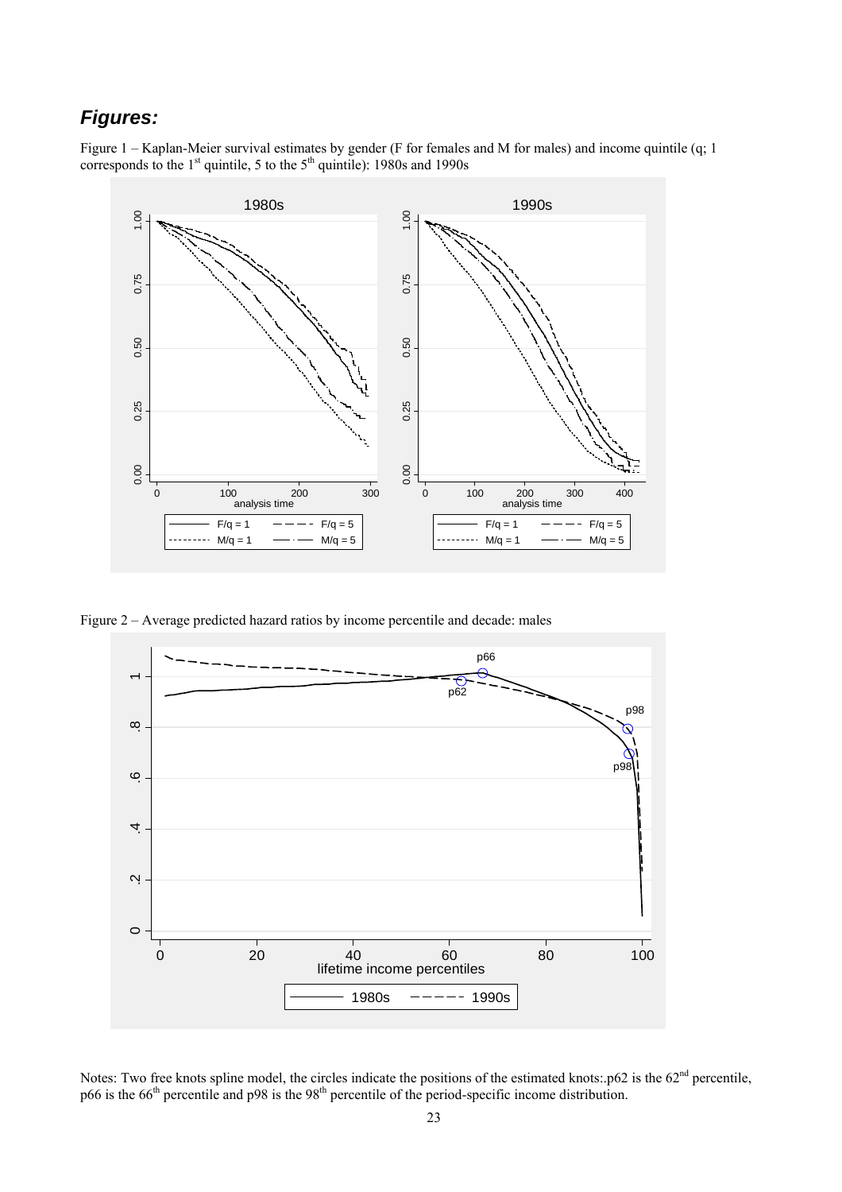## *Figures:*

Figure 1 – Kaplan-Meier survival estimates by gender (F for females and M for males) and income quintile (q; 1 corresponds to the 1[st] quintile, 5 to the 5[th] quintile): 1980s and 1990s

1980s

1990s

0.00
0.25
0.50
0.75
1.00

0
100
200
300
analysis time

0
100
200
300
400
analysis time

F/q = 1
F/q = 5
M/q = 1
M/q = 5

Figure 2 – Average predicted hazard ratios by income percentile and decade: males

p66
p62
p98
p98

0
.2
.4
.6
.8
1

0
20
40
60
80
100
lifetime income percentiles

1980s
1990s

Notes: Two free knots spline model, the circles indicate the positions of the estimated knots:.p62 is the 62[nd] percentile, p66 is the 66[th] percentile and p98 is the 98[th] percentile of the period-specific income distribution.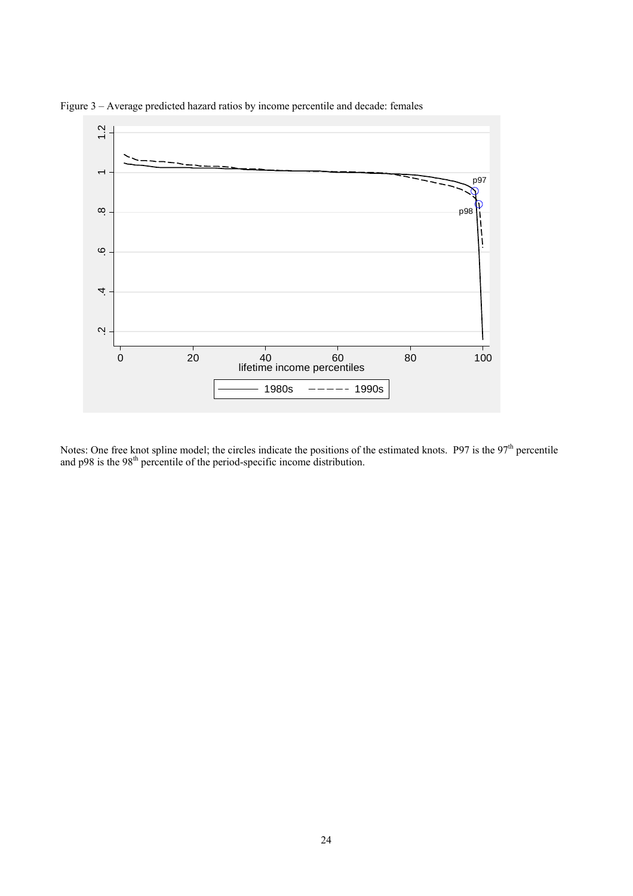Figure 3 – Average predicted hazard ratios by income percentile and decade: females

Notes: One free knot spline model; the circles indicate the positions of the estimated knots. P97 is the 97th percentile and p98 is the 98th percentile of the period-specific income distribution.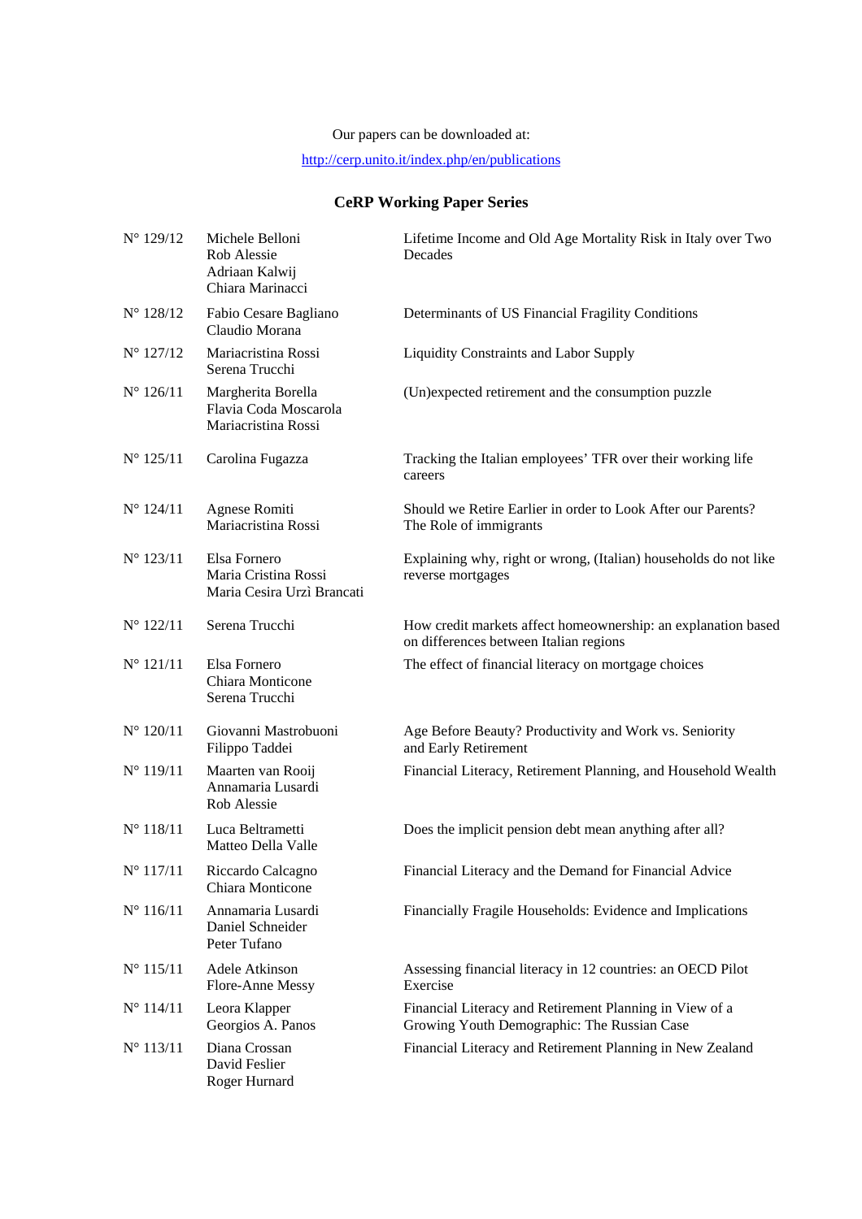Our papers can be downloaded at:

http://cerp.unito.it/index.php/en/publications

## CeRP Working Paper Series

| | | |
|---|---|---|
| N° 129/12 | Michele Belloni<br>Rob Alessie<br>Adriaan Kalwij<br>Chiara Marinacci | Lifetime Income and Old Age Mortality Risk in Italy over Two Decades |
| N° 128/12 | Fabio Cesare Bagliano<br>Claudio Morana | Determinants of US Financial Fragility Conditions |
| N° 127/12 | Mariacristina Rossi<br>Serena Trucchi | Liquidity Constraints and Labor Supply |
| N° 126/11 | Margherita Borella<br>Flavia Coda Moscarola<br>Mariacristina Rossi | (Un)expected retirement and the consumption puzzle |
| N° 125/11 | Carolina Fugazza | Tracking the Italian employees' TFR over their working life careers |
| N° 124/11 | Agnese Romiti<br>Mariacristina Rossi | Should we Retire Earlier in order to Look After our Parents? The Role of immigrants |
| N° 123/11 | Elsa Fornero<br>Maria Cristina Rossi<br>Maria Cesira Urzì Brancati | Explaining why, right or wrong, (Italian) households do not like reverse mortgages |
| N° 122/11 | Serena Trucchi | How credit markets affect homeownership: an explanation based on differences between Italian regions |
| N° 121/11 | Elsa Fornero<br>Chiara Monticone<br>Serena Trucchi | The effect of financial literacy on mortgage choices |
| N° 120/11 | Giovanni Mastrobuoni<br>Filippo Taddei | Age Before Beauty? Productivity and Work vs. Seniority and Early Retirement |
| N° 119/11 | Maarten van Rooij<br>Annamaria Lusardi<br>Rob Alessie | Financial Literacy, Retirement Planning, and Household Wealth |
| N° 118/11 | Luca Beltrametti<br>Matteo Della Valle | Does the implicit pension debt mean anything after all? |
| N° 117/11 | Riccardo Calcagno<br>Chiara Monticone | Financial Literacy and the Demand for Financial Advice |
| N° 116/11 | Annamaria Lusardi<br>Daniel Schneider<br>Peter Tufano | Financially Fragile Households: Evidence and Implications |
| N° 115/11 | Adele Atkinson<br>Flore-Anne Messy | Assessing financial literacy in 12 countries: an OECD Pilot Exercise |
| N° 114/11 | Leora Klapper<br>Georgios A. Panos | Financial Literacy and Retirement Planning in View of a Growing Youth Demographic: The Russian Case |
| N° 113/11 | Diana Crossan<br>David Feslier<br>Roger Hurnard | Financial Literacy and Retirement Planning in New Zealand |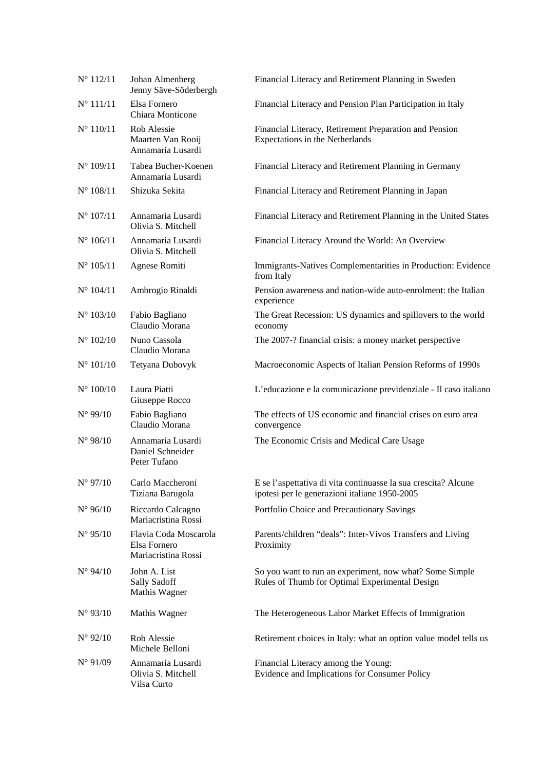| | | |
|---|---|---|
| N° 112/11 | Johan Almenberg<br>Jenny Säve-Söderbergh | Financial Literacy and Retirement Planning in Sweden |
| N° 111/11 | Elsa Fornero<br>Chiara Monticone | Financial Literacy and Pension Plan Participation in Italy |
| N° 110/11 | Rob Alessie<br>Maarten Van Rooij<br>Annamaria Lusardi | Financial Literacy, Retirement Preparation and Pension Expectations in the Netherlands |
| N° 109/11 | Tabea Bucher-Koenen<br>Annamaria Lusardi | Financial Literacy and Retirement Planning in Germany |
| N° 108/11 | Shizuka Sekita | Financial Literacy and Retirement Planning in Japan |
| N° 107/11 | Annamaria Lusardi<br>Olivia S. Mitchell | Financial Literacy and Retirement Planning in the United States |
| N° 106/11 | Annamaria Lusardi<br>Olivia S. Mitchell | Financial Literacy Around the World: An Overview |
| N° 105/11 | Agnese Romiti | Immigrants-Natives Complementarities in Production: Evidence from Italy |
| N° 104/11 | Ambrogio Rinaldi | Pension awareness and nation-wide auto-enrolment: the Italian experience |
| N° 103/10 | Fabio Bagliano<br>Claudio Morana | The Great Recession: US dynamics and spillovers to the world economy |
| N° 102/10 | Nuno Cassola<br>Claudio Morana | The 2007-? financial crisis: a money market perspective |
| N° 101/10 | Tetyana Dubovyk | Macroeconomic Aspects of Italian Pension Reforms of 1990s |
| N° 100/10 | Laura Piatti<br>Giuseppe Rocco | L'educazione e la comunicazione previdenziale - Il caso italiano |
| N° 99/10 | Fabio Bagliano<br>Claudio Morana | The effects of US economic and financial crises on euro area convergence |
| N° 98/10 | Annamaria Lusardi<br>Daniel Schneider<br>Peter Tufano | The Economic Crisis and Medical Care Usage |
| N° 97/10 | Carlo Maccheroni<br>Tiziana Barugola | E se l'aspettativa di vita continuasse la sua crescita? Alcune ipotesi per le generazioni italiane 1950-2005 |
| N° 96/10 | Riccardo Calcagno<br>Mariacristina Rossi | Portfolio Choice and Precautionary Savings |
| N° 95/10 | Flavia Coda Moscarola<br>Elsa Fornero<br>Mariacristina Rossi | Parents/children "deals": Inter-Vivos Transfers and Living Proximity |
| N° 94/10 | John A. List<br>Sally Sadoff<br>Mathis Wagner | So you want to run an experiment, now what? Some Simple Rules of Thumb for Optimal Experimental Design |
| N° 93/10 | Mathis Wagner | The Heterogeneous Labor Market Effects of Immigration |
| N° 92/10 | Rob Alessie<br>Michele Belloni | Retirement choices in Italy: what an option value model tells us |
| N° 91/09 | Annamaria Lusardi<br>Olivia S. Mitchell<br>Vilsa Curto | Financial Literacy among the Young:<br>Evidence and Implications for Consumer Policy |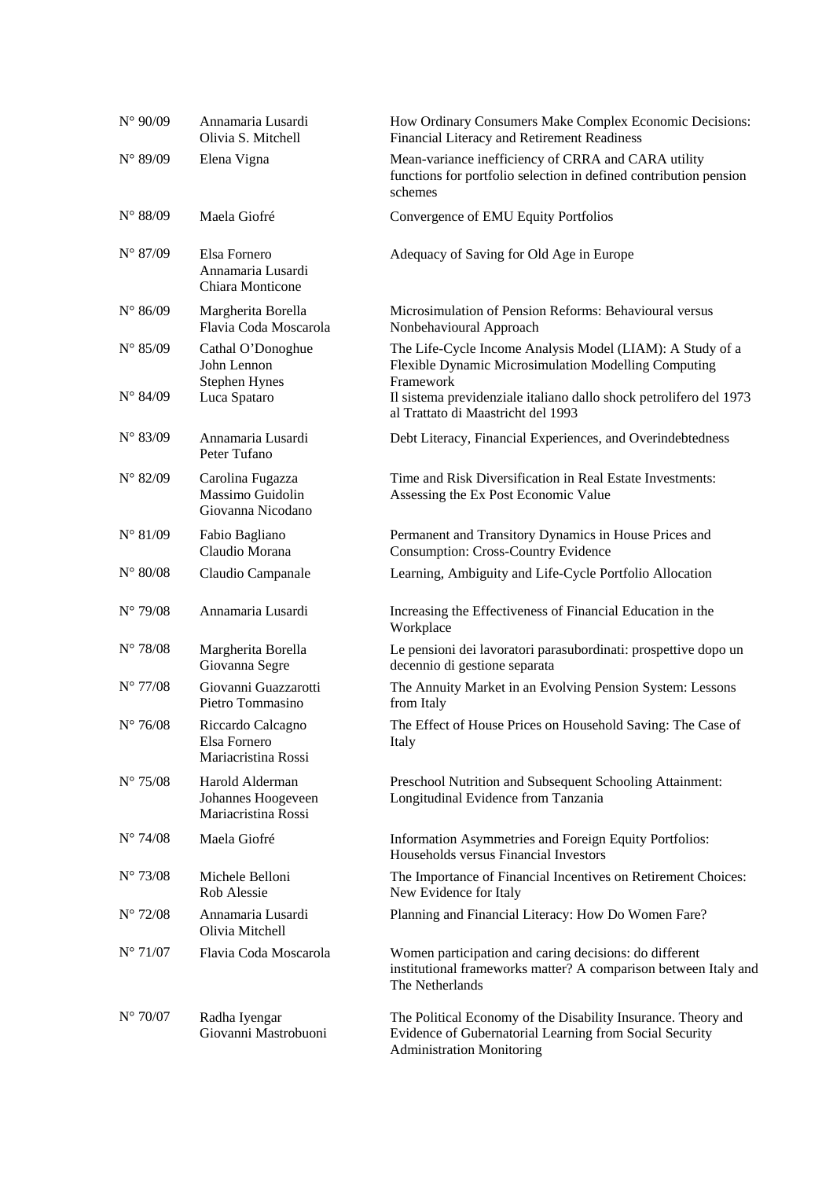| | | |
|---|---|---|
| N° 90/09 | Annamaria Lusardi<br>Olivia S. Mitchell | How Ordinary Consumers Make Complex Economic Decisions: Financial Literacy and Retirement Readiness |
| N° 89/09 | Elena Vigna | Mean-variance inefficiency of CRRA and CARA utility functions for portfolio selection in defined contribution pension schemes |
| N° 88/09 | Maela Giofré | Convergence of EMU Equity Portfolios |
| N° 87/09 | Elsa Fornero<br>Annamaria Lusardi<br>Chiara Monticone | Adequacy of Saving for Old Age in Europe |
| N° 86/09 | Margherita Borella<br>Flavia Coda Moscarola | Microsimulation of Pension Reforms: Behavioural versus Nonbehavioural Approach |
| N° 85/09 | Cathal O'Donoghue<br>John Lennon<br>Stephen Hynes | The Life-Cycle Income Analysis Model (LIAM): A Study of a Flexible Dynamic Microsimulation Modelling Computing Framework |
| N° 84/09 | Luca Spataro | Il sistema previdenziale italiano dallo shock petrolifero del 1973 al Trattato di Maastricht del 1993 |
| N° 83/09 | Annamaria Lusardi<br>Peter Tufano | Debt Literacy, Financial Experiences, and Overindebtedness |
| N° 82/09 | Carolina Fugazza<br>Massimo Guidolin<br>Giovanna Nicodano | Time and Risk Diversification in Real Estate Investments: Assessing the Ex Post Economic Value |
| N° 81/09 | Fabio Bagliano<br>Claudio Morana | Permanent and Transitory Dynamics in House Prices and Consumption: Cross-Country Evidence |
| N° 80/08 | Claudio Campanale | Learning, Ambiguity and Life-Cycle Portfolio Allocation |
| N° 79/08 | Annamaria Lusardi | Increasing the Effectiveness of Financial Education in the Workplace |
| N° 78/08 | Margherita Borella<br>Giovanna Segre | Le pensioni dei lavoratori parasubordinati: prospettive dopo un decennio di gestione separata |
| N° 77/08 | Giovanni Guazzarotti<br>Pietro Tommasino | The Annuity Market in an Evolving Pension System: Lessons from Italy |
| N° 76/08 | Riccardo Calcagno<br>Elsa Fornero<br>Mariacristina Rossi | The Effect of House Prices on Household Saving: The Case of Italy |
| N° 75/08 | Harold Alderman<br>Johannes Hoogeveen<br>Mariacristina Rossi | Preschool Nutrition and Subsequent Schooling Attainment: Longitudinal Evidence from Tanzania |
| N° 74/08 | Maela Giofré | Information Asymmetries and Foreign Equity Portfolios: Households versus Financial Investors |
| N° 73/08 | Michele Belloni<br>Rob Alessie | The Importance of Financial Incentives on Retirement Choices: New Evidence for Italy |
| N° 72/08 | Annamaria Lusardi<br>Olivia Mitchell | Planning and Financial Literacy: How Do Women Fare? |
| N° 71/07 | Flavia Coda Moscarola | Women participation and caring decisions: do different institutional frameworks matter? A comparison between Italy and The Netherlands |
| N° 70/07 | Radha Iyengar<br>Giovanni Mastrobuoni | The Political Economy of the Disability Insurance. Theory and Evidence of Gubernatorial Learning from Social Security Administration Monitoring |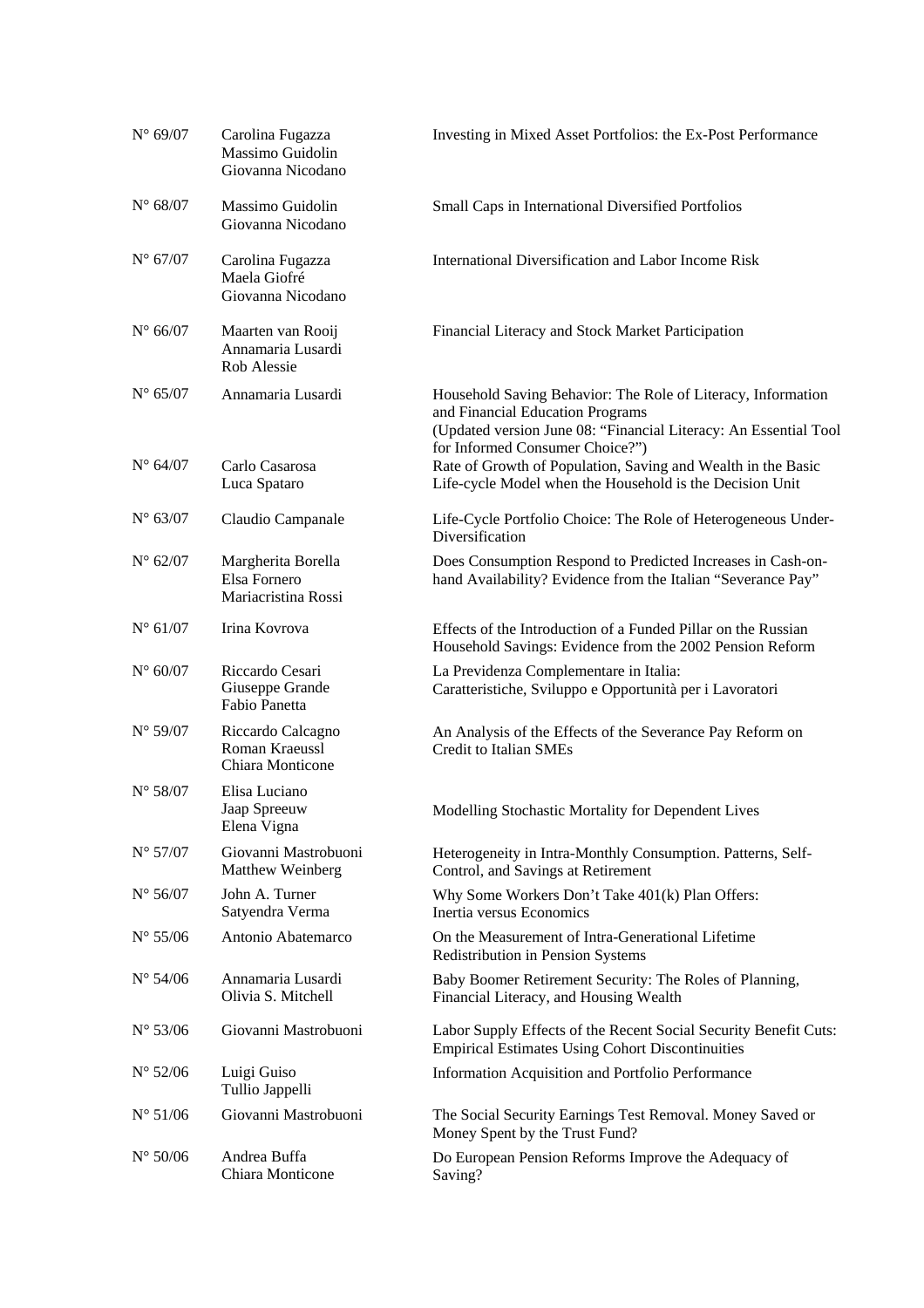| | | |
|---|---|---|
| N° 69/07 | Carolina Fugazza<br>Massimo Guidolin<br>Giovanna Nicodano | Investing in Mixed Asset Portfolios: the Ex-Post Performance |
| N° 68/07 | Massimo Guidolin<br>Giovanna Nicodano | Small Caps in International Diversified Portfolios |
| N° 67/07 | Carolina Fugazza<br>Maela Giofré<br>Giovanna Nicodano | International Diversification and Labor Income Risk |
| N° 66/07 | Maarten van Rooij<br>Annamaria Lusardi<br>Rob Alessie | Financial Literacy and Stock Market Participation |
| N° 65/07 | Annamaria Lusardi | Household Saving Behavior: The Role of Literacy, Information and Financial Education Programs<br>(Updated version June 08: "Financial Literacy: An Essential Tool for Informed Consumer Choice?") |
| N° 64/07 | Carlo Casarosa<br>Luca Spataro | Rate of Growth of Population, Saving and Wealth in the Basic Life-cycle Model when the Household is the Decision Unit |
| N° 63/07 | Claudio Campanale | Life-Cycle Portfolio Choice: The Role of Heterogeneous Under-Diversification |
| N° 62/07 | Margherita Borella<br>Elsa Fornero<br>Mariacristina Rossi | Does Consumption Respond to Predicted Increases in Cash-on-hand Availability? Evidence from the Italian "Severance Pay" |
| N° 61/07 | Irina Kovrova | Effects of the Introduction of a Funded Pillar on the Russian Household Savings: Evidence from the 2002 Pension Reform |
| N° 60/07 | Riccardo Cesari<br>Giuseppe Grande<br>Fabio Panetta | La Previdenza Complementare in Italia:<br>Caratteristiche, Sviluppo e Opportunità per i Lavoratori |
| N° 59/07 | Riccardo Calcagno<br>Roman Kraeussl<br>Chiara Monticone | An Analysis of the Effects of the Severance Pay Reform on Credit to Italian SMEs |
| N° 58/07 | Elisa Luciano<br>Jaap Spreeuw<br>Elena Vigna | Modelling Stochastic Mortality for Dependent Lives |
| N° 57/07 | Giovanni Mastrobuoni<br>Matthew Weinberg | Heterogeneity in Intra-Monthly Consumption. Patterns, Self-Control, and Savings at Retirement |
| N° 56/07 | John A. Turner<br>Satyendra Verma | Why Some Workers Don't Take 401(k) Plan Offers:<br>Inertia versus Economics |
| N° 55/06 | Antonio Abatemarco | On the Measurement of Intra-Generational Lifetime Redistribution in Pension Systems |
| N° 54/06 | Annamaria Lusardi<br>Olivia S. Mitchell | Baby Boomer Retirement Security: The Roles of Planning, Financial Literacy, and Housing Wealth |
| N° 53/06 | Giovanni Mastrobuoni | Labor Supply Effects of the Recent Social Security Benefit Cuts: Empirical Estimates Using Cohort Discontinuities |
| N° 52/06 | Luigi Guiso<br>Tullio Jappelli | Information Acquisition and Portfolio Performance |
| N° 51/06 | Giovanni Mastrobuoni | The Social Security Earnings Test Removal. Money Saved or Money Spent by the Trust Fund? |
| N° 50/06 | Andrea Buffa<br>Chiara Monticone | Do European Pension Reforms Improve the Adequacy of Saving? |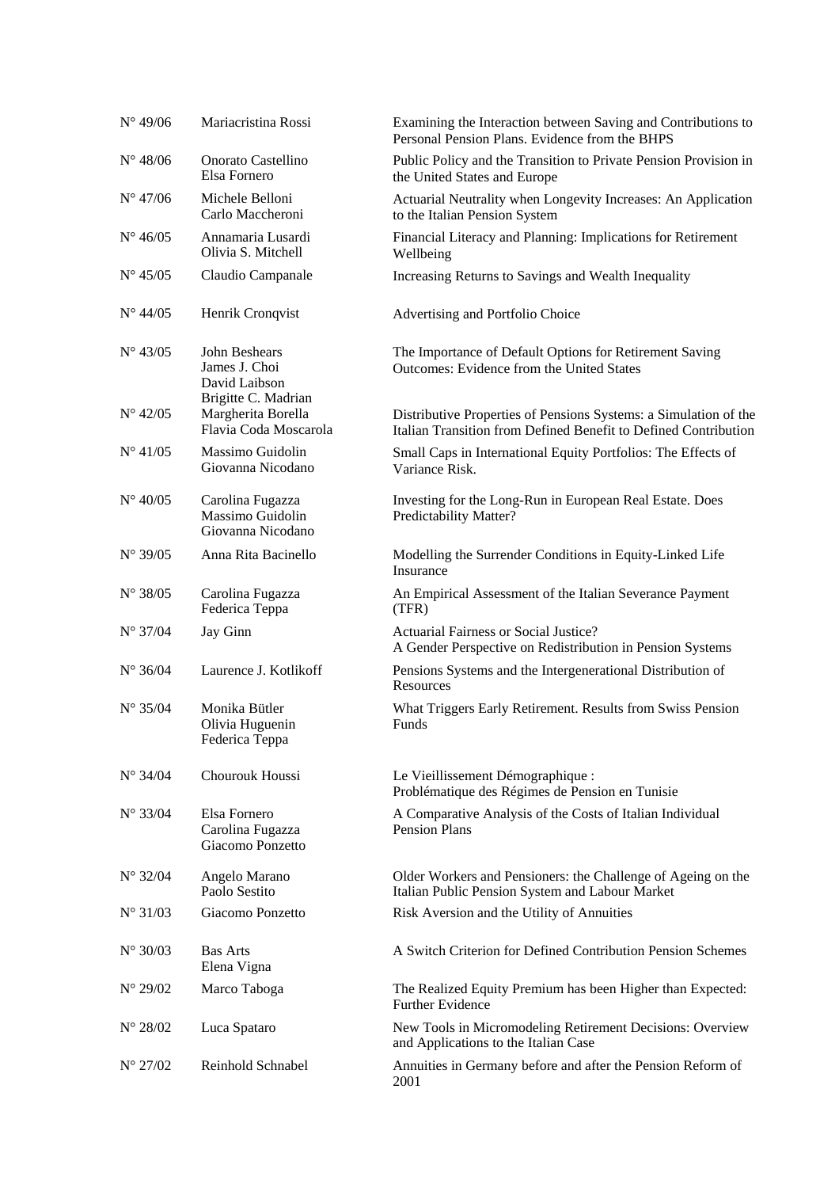| | | |
|---|---|---|
| N° 49/06 | Mariacristina Rossi | Examining the Interaction between Saving and Contributions to Personal Pension Plans. Evidence from the BHPS |
| N° 48/06 | Onorato Castellino<br>Elsa Fornero | Public Policy and the Transition to Private Pension Provision in the United States and Europe |
| N° 47/06 | Michele Belloni<br>Carlo Maccheroni | Actuarial Neutrality when Longevity Increases: An Application to the Italian Pension System |
| N° 46/05 | Annamaria Lusardi<br>Olivia S. Mitchell | Financial Literacy and Planning: Implications for Retirement Wellbeing |
| N° 45/05 | Claudio Campanale | Increasing Returns to Savings and Wealth Inequality |
| N° 44/05 | Henrik Cronqvist | Advertising and Portfolio Choice |
| N° 43/05 | John Beshears<br>James J. Choi<br>David Laibson<br>Brigitte C. Madrian | The Importance of Default Options for Retirement Saving Outcomes: Evidence from the United States |
| N° 42/05 | Margherita Borella<br>Flavia Coda Moscarola | Distributive Properties of Pensions Systems: a Simulation of the Italian Transition from Defined Benefit to Defined Contribution |
| N° 41/05 | Massimo Guidolin<br>Giovanna Nicodano | Small Caps in International Equity Portfolios: The Effects of Variance Risk. |
| N° 40/05 | Carolina Fugazza<br>Massimo Guidolin<br>Giovanna Nicodano | Investing for the Long-Run in European Real Estate. Does Predictability Matter? |
| N° 39/05 | Anna Rita Bacinello | Modelling the Surrender Conditions in Equity-Linked Life Insurance |
| N° 38/05 | Carolina Fugazza<br>Federica Teppa | An Empirical Assessment of the Italian Severance Payment (TFR) |
| N° 37/04 | Jay Ginn | Actuarial Fairness or Social Justice?<br>A Gender Perspective on Redistribution in Pension Systems |
| N° 36/04 | Laurence J. Kotlikoff | Pensions Systems and the Intergenerational Distribution of Resources |
| N° 35/04 | Monika Bütler<br>Olivia Huguenin<br>Federica Teppa | What Triggers Early Retirement. Results from Swiss Pension Funds |
| N° 34/04 | Chourouk Houssi | Le Vieillissement Démographique :<br>Problématique des Régimes de Pension en Tunisie |
| N° 33/04 | Elsa Fornero<br>Carolina Fugazza<br>Giacomo Ponzetto | A Comparative Analysis of the Costs of Italian Individual Pension Plans |
| N° 32/04 | Angelo Marano<br>Paolo Sestito | Older Workers and Pensioners: the Challenge of Ageing on the Italian Public Pension System and Labour Market |
| N° 31/03 | Giacomo Ponzetto | Risk Aversion and the Utility of Annuities |
| N° 30/03 | Bas Arts<br>Elena Vigna | A Switch Criterion for Defined Contribution Pension Schemes |
| N° 29/02 | Marco Taboga | The Realized Equity Premium has been Higher than Expected: Further Evidence |
| N° 28/02 | Luca Spataro | New Tools in Micromodeling Retirement Decisions: Overview and Applications to the Italian Case |
| N° 27/02 | Reinhold Schnabel | Annuities in Germany before and after the Pension Reform of 2001 |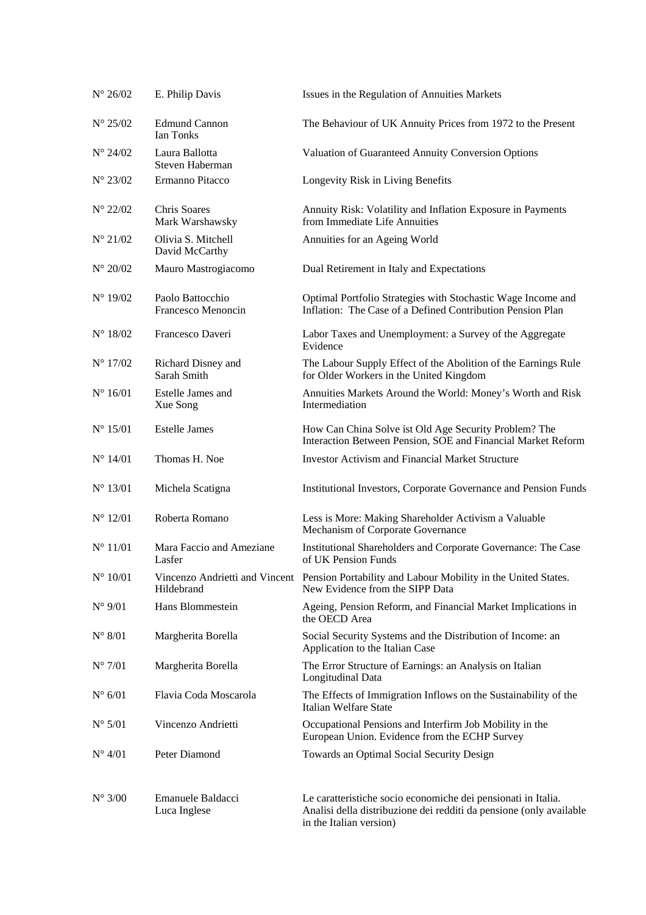| | | |
|---|---|---|
| N° 26/02 | E. Philip Davis | Issues in the Regulation of Annuities Markets |
| N° 25/02 | Edmund Cannon<br>Ian Tonks | The Behaviour of UK Annuity Prices from 1972 to the Present |
| N° 24/02 | Laura Ballotta<br>Steven Haberman | Valuation of Guaranteed Annuity Conversion Options |
| N° 23/02 | Ermanno Pitacco | Longevity Risk in Living Benefits |
| N° 22/02 | Chris Soares<br>Mark Warshawsky | Annuity Risk: Volatility and Inflation Exposure in Payments from Immediate Life Annuities |
| N° 21/02 | Olivia S. Mitchell<br>David McCarthy | Annuities for an Ageing World |
| N° 20/02 | Mauro Mastrogiacomo | Dual Retirement in Italy and Expectations |
| N° 19/02 | Paolo Battocchio<br>Francesco Menoncin | Optimal Portfolio Strategies with Stochastic Wage Income and Inflation: The Case of a Defined Contribution Pension Plan |
| N° 18/02 | Francesco Daveri | Labor Taxes and Unemployment: a Survey of the Aggregate Evidence |
| N° 17/02 | Richard Disney and Sarah Smith | The Labour Supply Effect of the Abolition of the Earnings Rule for Older Workers in the United Kingdom |
| N° 16/01 | Estelle James and Xue Song | Annuities Markets Around the World: Money's Worth and Risk Intermediation |
| N° 15/01 | Estelle James | How Can China Solve ist Old Age Security Problem? The Interaction Between Pension, SOE and Financial Market Reform |
| N° 14/01 | Thomas H. Noe | Investor Activism and Financial Market Structure |
| N° 13/01 | Michela Scatigna | Institutional Investors, Corporate Governance and Pension Funds |
| N° 12/01 | Roberta Romano | Less is More: Making Shareholder Activism a Valuable Mechanism of Corporate Governance |
| N° 11/01 | Mara Faccio and Ameziane Lasfer | Institutional Shareholders and Corporate Governance: The Case of UK Pension Funds |
| N° 10/01 | Vincenzo Andrietti and Vincent Hildebrand | Pension Portability and Labour Mobility in the United States. New Evidence from the SIPP Data |
| N° 9/01 | Hans Blommestein | Ageing, Pension Reform, and Financial Market Implications in the OECD Area |
| N° 8/01 | Margherita Borella | Social Security Systems and the Distribution of Income: an Application to the Italian Case |
| N° 7/01 | Margherita Borella | The Error Structure of Earnings: an Analysis on Italian Longitudinal Data |
| N° 6/01 | Flavia Coda Moscarola | The Effects of Immigration Inflows on the Sustainability of the Italian Welfare State |
| N° 5/01 | Vincenzo Andrietti | Occupational Pensions and Interfirm Job Mobility in the European Union. Evidence from the ECHP Survey |
| N° 4/01 | Peter Diamond | Towards an Optimal Social Security Design |
| N° 3/00 | Emanuele Baldacci<br>Luca Inglese | Le caratteristiche socio economiche dei pensionati in Italia. Analisi della distribuzione dei redditi da pensione (only available in the Italian version) |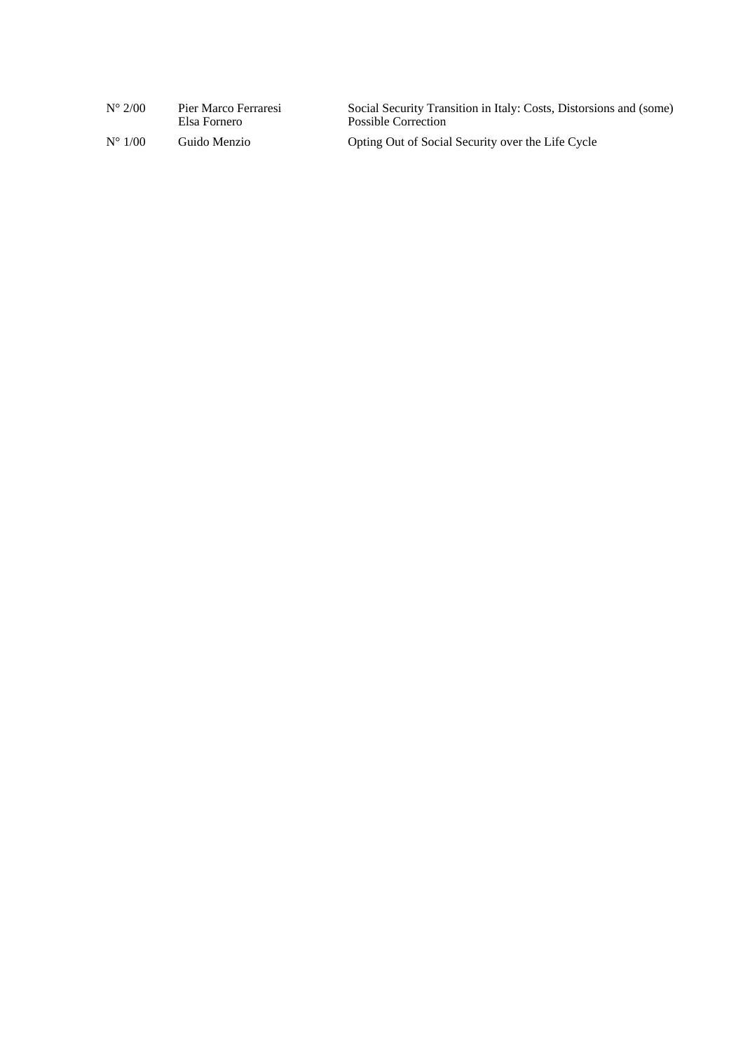| | | |
|---|---|---|
| N° 2/00 | Pier Marco Ferraresi<br>Elsa Fornero | Social Security Transition in Italy: Costs, Distorsions and (some) Possible Correction |
| N° 1/00 | Guido Menzio | Opting Out of Social Security over the Life Cycle |